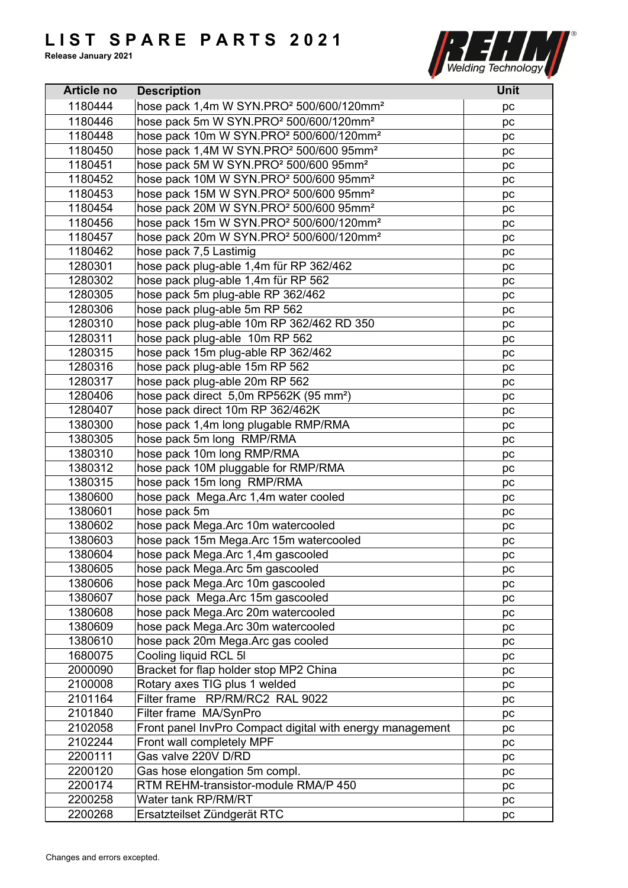# LIST SPARE PARTS 2021

**Release January 2021**

| Article no | Description | Unit |
|---|---|---|
| 1180444 | hose pack 1,4m W SYN.PRO² 500/600/120mm² | pc |
| 1180446 | hose pack 5m W SYN.PRO² 500/600/120mm² | pc |
| 1180448 | hose pack 10m W SYN.PRO² 500/600/120mm² | pc |
| 1180450 | hose pack 1,4M W SYN.PRO² 500/600 95mm² | pc |
| 1180451 | hose pack 5M W SYN.PRO² 500/600 95mm² | pc |
| 1180452 | hose pack 10M W SYN.PRO² 500/600 95mm² | pc |
| 1180453 | hose pack 15M W SYN.PRO² 500/600 95mm² | pc |
| 1180454 | hose pack 20M W SYN.PRO² 500/600 95mm² | pc |
| 1180456 | hose pack 15m W SYN.PRO² 500/600/120mm² | pc |
| 1180457 | hose pack 20m W SYN.PRO² 500/600/120mm² | pc |
| 1180462 | hose pack 7,5 Lastimig | pc |
| 1280301 | hose pack plug-able 1,4m für RP 362/462 | pc |
| 1280302 | hose pack plug-able 1,4m für RP 562 | pc |
| 1280305 | hose pack 5m plug-able RP 362/462 | pc |
| 1280306 | hose pack plug-able 5m RP 562 | pc |
| 1280310 | hose pack plug-able 10m RP 362/462 RD 350 | pc |
| 1280311 | hose pack plug-able 10m RP 562 | pc |
| 1280315 | hose pack 15m plug-able RP 362/462 | pc |
| 1280316 | hose pack plug-able 15m RP 562 | pc |
| 1280317 | hose pack plug-able 20m RP 562 | pc |
| 1280406 | hose pack direct 5,0m RP562K (95 mm²) | pc |
| 1280407 | hose pack direct 10m RP 362/462K | pc |
| 1380300 | hose pack 1,4m long plugable RMP/RMA | pc |
| 1380305 | hose pack 5m long RMP/RMA | pc |
| 1380310 | hose pack 10m long RMP/RMA | pc |
| 1380312 | hose pack 10M pluggable for RMP/RMA | pc |
| 1380315 | hose pack 15m long RMP/RMA | pc |
| 1380600 | hose pack Mega.Arc 1,4m water cooled | pc |
| 1380601 | hose pack 5m | pc |
| 1380602 | hose pack Mega.Arc 10m watercooled | pc |
| 1380603 | hose pack 15m Mega.Arc 15m watercooled | pc |
| 1380604 | hose pack Mega.Arc 1,4m gascooled | pc |
| 1380605 | hose pack Mega.Arc 5m gascooled | pc |
| 1380606 | hose pack Mega.Arc 10m gascooled | pc |
| 1380607 | hose pack Mega.Arc 15m gascooled | pc |
| 1380608 | hose pack Mega.Arc 20m watercooled | pc |
| 1380609 | hose pack Mega.Arc 30m watercooled | pc |
| 1380610 | hose pack 20m Mega.Arc gas cooled | pc |
| 1680075 | Cooling liquid RCL 5l | pc |
| 2000090 | Bracket for flap holder stop MP2 China | pc |
| 2100008 | Rotary axes TIG plus 1 welded | pc |
| 2101164 | Filter frame RP/RM/RC2 RAL 9022 | pc |
| 2101840 | Filter frame MA/SynPro | pc |
| 2102058 | Front panel InvPro Compact digital with energy management | pc |
| 2102244 | Front wall completely MPF | pc |
| 2200111 | Gas valve 220V D/RD | pc |
| 2200120 | Gas hose elongation 5m compl. | pc |
| 2200174 | RTM REHM-transistor-module RMA/P 450 | pc |
| 2200258 | Water tank RP/RM/RT | pc |
| 2200268 | Ersatzteilset Zündgerät RTC | pc |

Changes and errors excepted.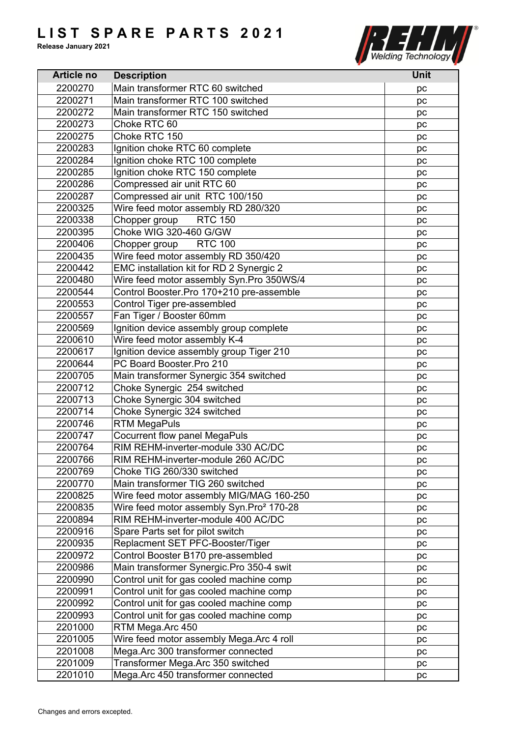# LIST SPARE PARTS 2021

**Release January 2021**

| Article no | Description | Unit |
|---|---|---|
| 2200270 | Main transformer RTC 60 switched | pc |
| 2200271 | Main transformer RTC 100 switched | pc |
| 2200272 | Main transformer RTC 150 switched | pc |
| 2200273 | Choke RTC 60 | pc |
| 2200275 | Choke RTC 150 | pc |
| 2200283 | Ignition choke RTC 60 complete | pc |
| 2200284 | Ignition choke RTC 100 complete | pc |
| 2200285 | Ignition choke RTC 150 complete | pc |
| 2200286 | Compressed air unit RTC 60 | pc |
| 2200287 | Compressed air unit RTC 100/150 | pc |
| 2200325 | Wire feed motor assembly RD 280/320 | pc |
| 2200338 | Chopper group RTC 150 | pc |
| 2200395 | Choke WIG 320-460 G/GW | pc |
| 2200406 | Chopper group RTC 100 | pc |
| 2200435 | Wire feed motor assembly RD 350/420 | pc |
| 2200442 | EMC installation kit for RD 2 Synergic 2 | pc |
| 2200480 | Wire feed motor assembly Syn.Pro 350WS/4 | pc |
| 2200544 | Control Booster.Pro 170+210 pre-assemble | pc |
| 2200553 | Control Tiger pre-assembled | pc |
| 2200557 | Fan Tiger / Booster 60mm | pc |
| 2200569 | Ignition device assembly group complete | pc |
| 2200610 | Wire feed motor assembly K-4 | pc |
| 2200617 | Ignition device assembly group Tiger 210 | pc |
| 2200644 | PC Board Booster.Pro 210 | pc |
| 2200705 | Main transformer Synergic 354 switched | pc |
| 2200712 | Choke Synergic 254 switched | pc |
| 2200713 | Choke Synergic 304 switched | pc |
| 2200714 | Choke Synergic 324 switched | pc |
| 2200746 | RTM MegaPuls | pc |
| 2200747 | Cocurrent flow panel MegaPuls | pc |
| 2200764 | RIM REHM-inverter-module 330 AC/DC | pc |
| 2200766 | RIM REHM-inverter-module 260 AC/DC | pc |
| 2200769 | Choke TIG 260/330 switched | pc |
| 2200770 | Main transformer TIG 260 switched | pc |
| 2200825 | Wire feed motor assembly MIG/MAG 160-250 | pc |
| 2200835 | Wire feed motor assembly Syn.Pro² 170-28 | pc |
| 2200894 | RIM REHM-inverter-module 400 AC/DC | pc |
| 2200916 | Spare Parts set for pilot switch | pc |
| 2200935 | Replacment SET PFC-Booster/Tiger | pc |
| 2200972 | Control Booster B170 pre-assembled | pc |
| 2200986 | Main transformer Synergic.Pro 350-4 swit | pc |
| 2200990 | Control unit for gas cooled machine comp | pc |
| 2200991 | Control unit for gas cooled machine comp | pc |
| 2200992 | Control unit for gas cooled machine comp | pc |
| 2200993 | Control unit for gas cooled machine comp | pc |
| 2201000 | RTM Mega.Arc 450 | pc |
| 2201005 | Wire feed motor assembly Mega.Arc 4 roll | pc |
| 2201008 | Mega.Arc 300 transformer connected | pc |
| 2201009 | Transformer Mega.Arc 350 switched | pc |
| 2201010 | Mega.Arc 450 transformer connected | pc |

Changes and errors excepted.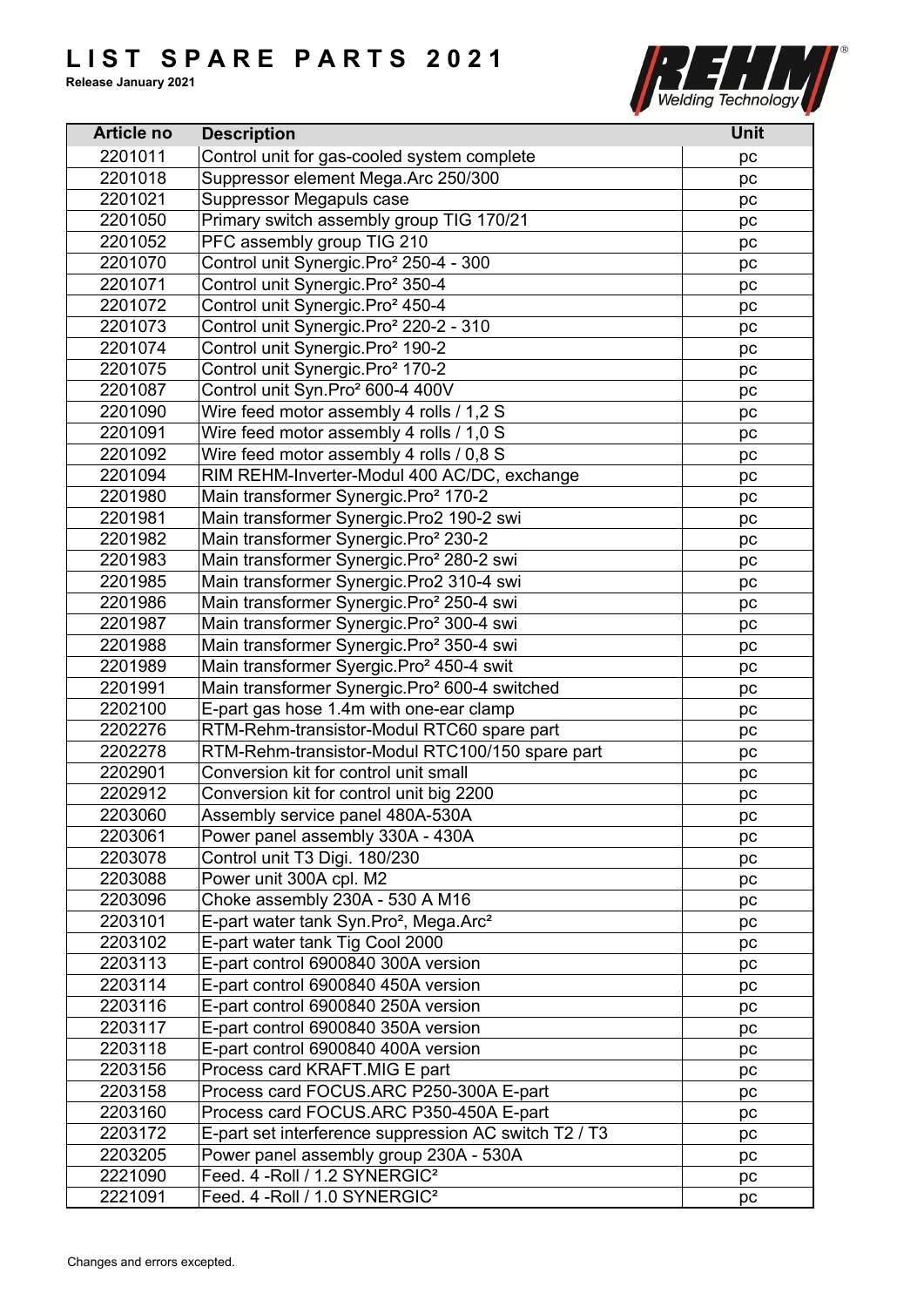# LIST SPARE PARTS 2021

**Release January 2021**

| Article no | Description | Unit |
|---|---|---|
| 2201011 | Control unit for gas-cooled system complete | pc |
| 2201018 | Suppressor element Mega.Arc 250/300 | pc |
| 2201021 | Suppressor Megapuls case | pc |
| 2201050 | Primary switch assembly group TIG 170/21 | pc |
| 2201052 | PFC assembly group TIG 210 | pc |
| 2201070 | Control unit Synergic.Pro² 250-4 - 300 | pc |
| 2201071 | Control unit Synergic.Pro² 350-4 | pc |
| 2201072 | Control unit Synergic.Pro² 450-4 | pc |
| 2201073 | Control unit Synergic.Pro² 220-2 - 310 | pc |
| 2201074 | Control unit Synergic.Pro² 190-2 | pc |
| 2201075 | Control unit Synergic.Pro² 170-2 | pc |
| 2201087 | Control unit Syn.Pro² 600-4 400V | pc |
| 2201090 | Wire feed motor assembly 4 rolls / 1,2 S | pc |
| 2201091 | Wire feed motor assembly 4 rolls / 1,0 S | pc |
| 2201092 | Wire feed motor assembly 4 rolls / 0,8 S | pc |
| 2201094 | RIM REHM-Inverter-Modul 400 AC/DC, exchange | pc |
| 2201980 | Main transformer Synergic.Pro² 170-2 | pc |
| 2201981 | Main transformer Synergic.Pro2 190-2 swi | pc |
| 2201982 | Main transformer Synergic.Pro² 230-2 | pc |
| 2201983 | Main transformer Synergic.Pro² 280-2 swi | pc |
| 2201985 | Main transformer Synergic.Pro2 310-4 swi | pc |
| 2201986 | Main transformer Synergic.Pro² 250-4 swi | pc |
| 2201987 | Main transformer Synergic.Pro² 300-4 swi | pc |
| 2201988 | Main transformer Synergic.Pro² 350-4 swi | pc |
| 2201989 | Main transformer Syergic.Pro² 450-4 swit | pc |
| 2201991 | Main transformer Synergic.Pro² 600-4 switched | pc |
| 2202100 | E-part gas hose 1.4m with one-ear clamp | pc |
| 2202276 | RTM-Rehm-transistor-Modul RTC60 spare part | pc |
| 2202278 | RTM-Rehm-transistor-Modul RTC100/150 spare part | pc |
| 2202901 | Conversion kit for control unit small | pc |
| 2202912 | Conversion kit for control unit big 2200 | pc |
| 2203060 | Assembly service panel 480A-530A | pc |
| 2203061 | Power panel assembly 330A - 430A | pc |
| 2203078 | Control unit T3 Digi. 180/230 | pc |
| 2203088 | Power unit 300A cpl. M2 | pc |
| 2203096 | Choke assembly 230A - 530 A M16 | pc |
| 2203101 | E-part water tank Syn.Pro², Mega.Arc² | pc |
| 2203102 | E-part water tank Tig Cool 2000 | pc |
| 2203113 | E-part control 6900840 300A version | pc |
| 2203114 | E-part control 6900840 450A version | pc |
| 2203116 | E-part control 6900840 250A version | pc |
| 2203117 | E-part control 6900840 350A version | pc |
| 2203118 | E-part control 6900840 400A version | pc |
| 2203156 | Process card KRAFT.MIG E part | pc |
| 2203158 | Process card FOCUS.ARC P250-300A E-part | pc |
| 2203160 | Process card FOCUS.ARC P350-450A E-part | pc |
| 2203172 | E-part set interference suppression AC switch T2 / T3 | pc |
| 2203205 | Power panel assembly group 230A - 530A | pc |
| 2221090 | Feed. 4 -Roll / 1.2 SYNERGIC² | pc |
| 2221091 | Feed. 4 -Roll / 1.0 SYNERGIC² | pc |

Changes and errors excepted.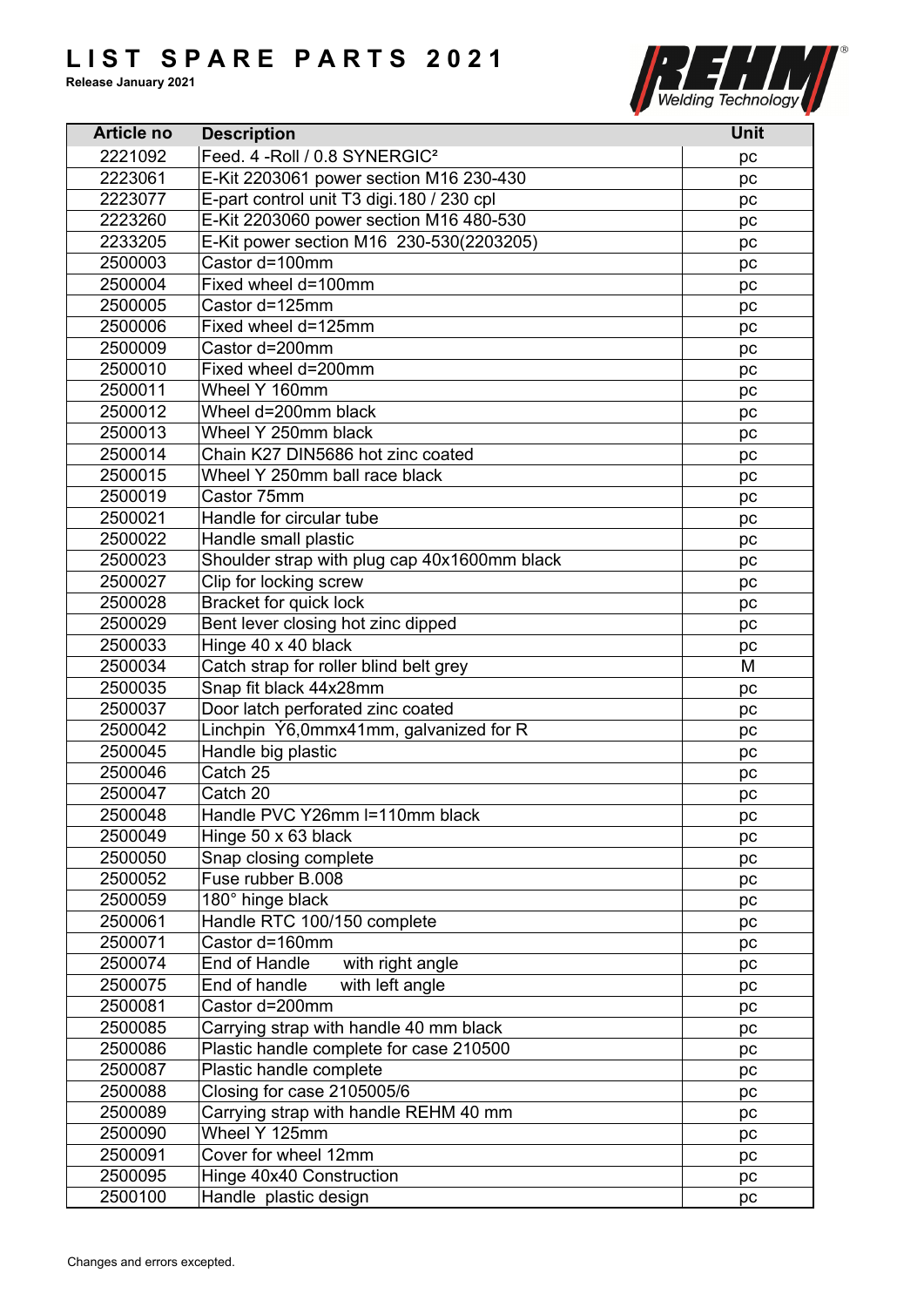# LIST SPARE PARTS 2021

**Release January 2021**

| Article no | Description | Unit |
|---|---|---|
| 2221092 | Feed. 4 -Roll / 0.8 SYNERGIC² | pc |
| 2223061 | E-Kit 2203061 power section M16 230-430 | pc |
| 2223077 | E-part control unit T3 digi.180 / 230 cpl | pc |
| 2223260 | E-Kit 2203060 power section M16 480-530 | pc |
| 2233205 | E-Kit power section M16  230-530(2203205) | pc |
| 2500003 | Castor d=100mm | pc |
| 2500004 | Fixed wheel d=100mm | pc |
| 2500005 | Castor d=125mm | pc |
| 2500006 | Fixed wheel d=125mm | pc |
| 2500009 | Castor d=200mm | pc |
| 2500010 | Fixed wheel d=200mm | pc |
| 2500011 | Wheel Y 160mm | pc |
| 2500012 | Wheel d=200mm black | pc |
| 2500013 | Wheel Y 250mm black | pc |
| 2500014 | Chain K27 DIN5686 hot zinc coated | pc |
| 2500015 | Wheel Y 250mm ball race black | pc |
| 2500019 | Castor 75mm | pc |
| 2500021 | Handle for circular tube | pc |
| 2500022 | Handle small plastic | pc |
| 2500023 | Shoulder strap with plug cap 40x1600mm black | pc |
| 2500027 | Clip for locking screw | pc |
| 2500028 | Bracket for quick lock | pc |
| 2500029 | Bent lever closing hot zinc dipped | pc |
| 2500033 | Hinge 40 x 40 black | pc |
| 2500034 | Catch strap for roller blind belt grey | M |
| 2500035 | Snap fit black 44x28mm | pc |
| 2500037 | Door latch perforated zinc coated | pc |
| 2500042 | Linchpin  Ÿ6,0mmx41mm, galvanized for R | pc |
| 2500045 | Handle big plastic | pc |
| 2500046 | Catch 25 | pc |
| 2500047 | Catch 20 | pc |
| 2500048 | Handle PVC Y26mm l=110mm black | pc |
| 2500049 | Hinge 50 x 63 black | pc |
| 2500050 | Snap closing complete | pc |
| 2500052 | Fuse rubber B.008 | pc |
| 2500059 | 180° hinge black | pc |
| 2500061 | Handle RTC 100/150 complete | pc |
| 2500071 | Castor d=160mm | pc |
| 2500074 | End of Handle with right angle | pc |
| 2500075 | End of handle with left angle | pc |
| 2500081 | Castor d=200mm | pc |
| 2500085 | Carrying strap with handle 40 mm black | pc |
| 2500086 | Plastic handle complete for case 210500 | pc |
| 2500087 | Plastic handle complete | pc |
| 2500088 | Closing for case 2105005/6 | pc |
| 2500089 | Carrying strap with handle REHM 40 mm | pc |
| 2500090 | Wheel Y 125mm | pc |
| 2500091 | Cover for wheel 12mm | pc |
| 2500095 | Hinge 40x40 Construction | pc |
| 2500100 | Handle  plastic design | pc |

Changes and errors excepted.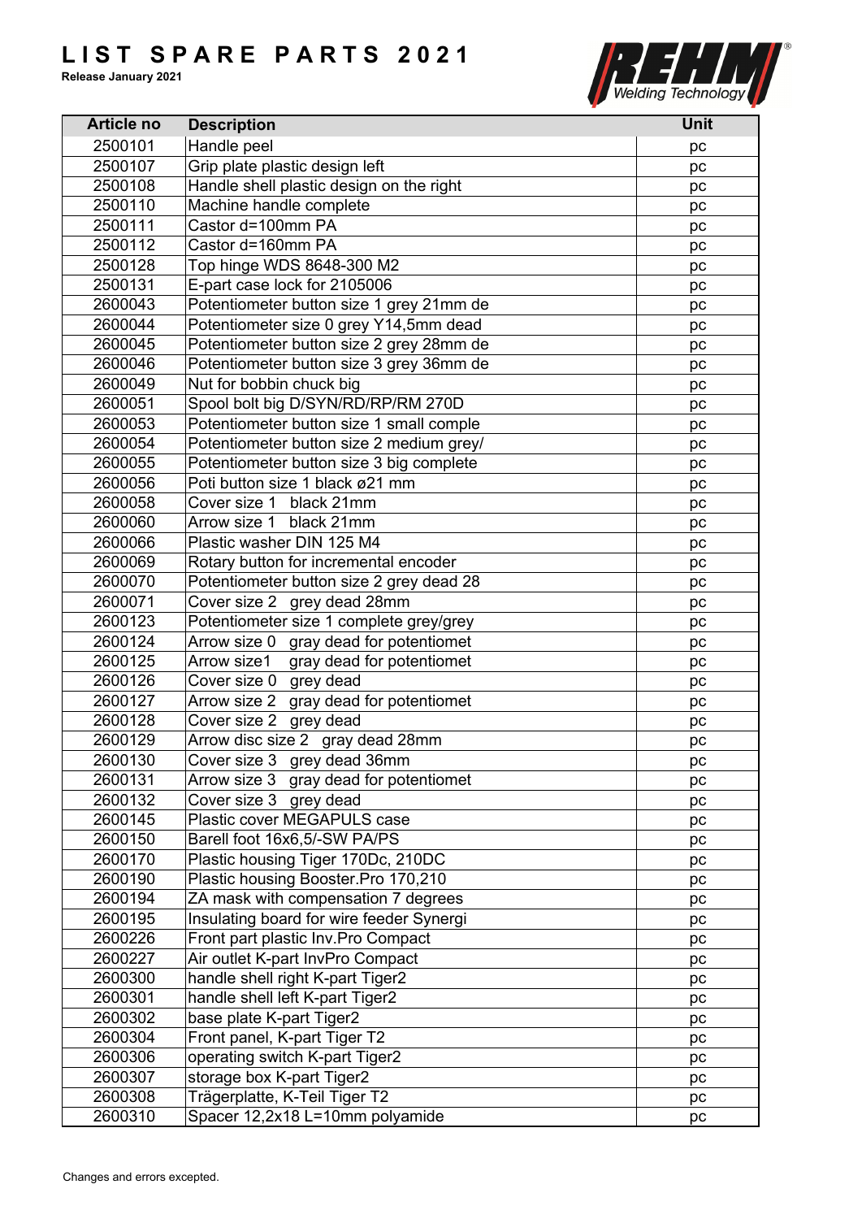# LIST SPARE PARTS 2021

**Release January 2021**

| Article no | Description | Unit |
|---|---|---|
| 2500101 | Handle peel | pc |
| 2500107 | Grip plate plastic design left | pc |
| 2500108 | Handle shell plastic design on the right | pc |
| 2500110 | Machine handle complete | pc |
| 2500111 | Castor d=100mm PA | pc |
| 2500112 | Castor d=160mm PA | pc |
| 2500128 | Top hinge WDS 8648-300 M2 | pc |
| 2500131 | E-part case lock for 2105006 | pc |
| 2600043 | Potentiometer button size 1 grey 21mm de | pc |
| 2600044 | Potentiometer size 0 grey Y14,5mm dead | pc |
| 2600045 | Potentiometer button size 2 grey 28mm de | pc |
| 2600046 | Potentiometer button size 3 grey 36mm de | pc |
| 2600049 | Nut for bobbin chuck big | pc |
| 2600051 | Spool bolt big D/SYN/RD/RP/RM 270D | pc |
| 2600053 | Potentiometer button size 1 small comple | pc |
| 2600054 | Potentiometer button size 2 medium grey/ | pc |
| 2600055 | Potentiometer button size 3 big complete | pc |
| 2600056 | Poti button size 1 black ø21 mm | pc |
| 2600058 | Cover size 1 black 21mm | pc |
| 2600060 | Arrow size 1 black 21mm | pc |
| 2600066 | Plastic washer DIN 125 M4 | pc |
| 2600069 | Rotary button for incremental encoder | pc |
| 2600070 | Potentiometer button size 2 grey dead 28 | pc |
| 2600071 | Cover size 2 grey dead 28mm | pc |
| 2600123 | Potentiometer size 1 complete grey/grey | pc |
| 2600124 | Arrow size 0 gray dead for potentiomet | pc |
| 2600125 | Arrow size1 gray dead for potentiomet | pc |
| 2600126 | Cover size 0 grey dead | pc |
| 2600127 | Arrow size 2 gray dead for potentiomet | pc |
| 2600128 | Cover size 2 grey dead | pc |
| 2600129 | Arrow disc size 2 gray dead 28mm | pc |
| 2600130 | Cover size 3 grey dead 36mm | pc |
| 2600131 | Arrow size 3 gray dead for potentiomet | pc |
| 2600132 | Cover size 3 grey dead | pc |
| 2600145 | Plastic cover MEGAPULS case | pc |
| 2600150 | Barell foot 16x6,5/-SW PA/PS | pc |
| 2600170 | Plastic housing Tiger 170Dc, 210DC | pc |
| 2600190 | Plastic housing Booster.Pro 170,210 | pc |
| 2600194 | ZA mask with compensation 7 degrees | pc |
| 2600195 | Insulating board for wire feeder Synergi | pc |
| 2600226 | Front part plastic Inv.Pro Compact | pc |
| 2600227 | Air outlet K-part InvPro Compact | pc |
| 2600300 | handle shell right K-part Tiger2 | pc |
| 2600301 | handle shell left K-part Tiger2 | pc |
| 2600302 | base plate K-part Tiger2 | pc |
| 2600304 | Front panel, K-part Tiger T2 | pc |
| 2600306 | operating switch K-part Tiger2 | pc |
| 2600307 | storage box K-part Tiger2 | pc |
| 2600308 | Trägerplatte, K-Teil Tiger T2 | pc |
| 2600310 | Spacer 12,2x18 L=10mm polyamide | pc |

Changes and errors excepted.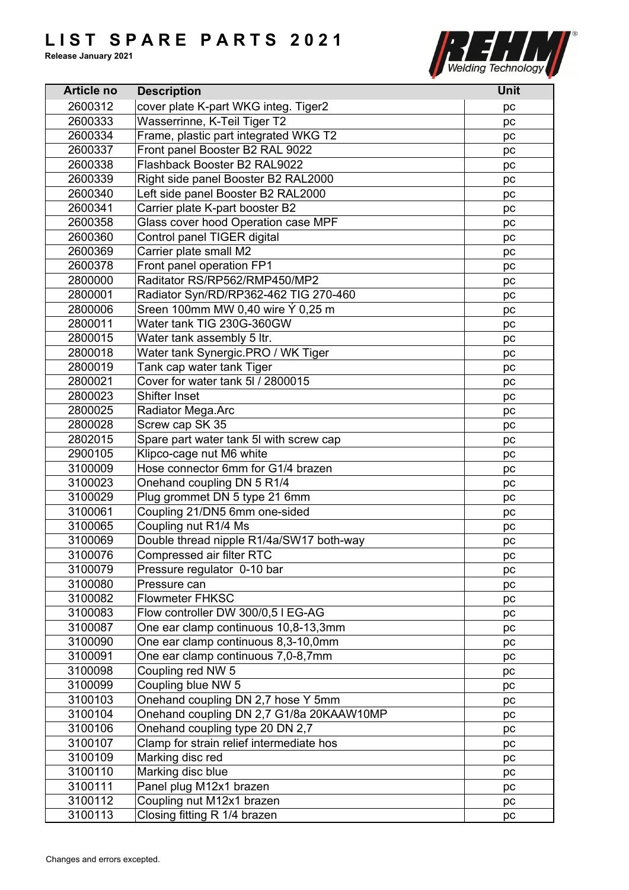# LIST SPARE PARTS 2021

**Release January 2021**

| Article no | Description | Unit |
|---|---|---|
| 2600312 | cover plate K-part WKG integ. Tiger2 | pc |
| 2600333 | Wasserrinne, K-Teil Tiger T2 | pc |
| 2600334 | Frame, plastic part integrated WKG T2 | pc |
| 2600337 | Front panel Booster B2 RAL 9022 | pc |
| 2600338 | Flashback Booster B2 RAL9022 | pc |
| 2600339 | Right side panel Booster B2 RAL2000 | pc |
| 2600340 | Left side panel Booster B2 RAL2000 | pc |
| 2600341 | Carrier plate K-part booster B2 | pc |
| 2600358 | Glass cover hood Operation case MPF | pc |
| 2600360 | Control panel TIGER digital | pc |
| 2600369 | Carrier plate small M2 | pc |
| 2600378 | Front panel operation FP1 | pc |
| 2800000 | Raditator RS/RP562/RMP450/MP2 | pc |
| 2800001 | Radiator Syn/RD/RP362-462 TIG 270-460 | pc |
| 2800006 | Sreen 100mm MW 0,40 wire Ý 0,25 m | pc |
| 2800011 | Water tank TIG 230G-360GW | pc |
| 2800015 | Water tank assembly 5 ltr. | pc |
| 2800018 | Water tank Synergic.PRO / WK Tiger | pc |
| 2800019 | Tank cap water tank Tiger | pc |
| 2800021 | Cover for water tank 5l / 2800015 | pc |
| 2800023 | Shifter Inset | pc |
| 2800025 | Radiator Mega.Arc | pc |
| 2800028 | Screw cap SK 35 | pc |
| 2802015 | Spare part water tank 5l with screw cap | pc |
| 2900105 | Klipco-cage nut M6 white | pc |
| 3100009 | Hose connector 6mm for G1/4 brazen | pc |
| 3100023 | Onehand coupling DN 5 R1/4 | pc |
| 3100029 | Plug grommet DN 5 type 21 6mm | pc |
| 3100061 | Coupling 21/DN5 6mm one-sided | pc |
| 3100065 | Coupling nut R1/4 Ms | pc |
| 3100069 | Double thread nipple R1/4a/SW17 both-way | pc |
| 3100076 | Compressed air filter RTC | pc |
| 3100079 | Pressure regulator 0-10 bar | pc |
| 3100080 | Pressure can | pc |
| 3100082 | Flowmeter FHKSC | pc |
| 3100083 | Flow controller DW 300/0,5 l EG-AG | pc |
| 3100087 | One ear clamp continuous 10,8-13,3mm | pc |
| 3100090 | One ear clamp continuous 8,3-10,0mm | pc |
| 3100091 | One ear clamp continuous 7,0-8,7mm | pc |
| 3100098 | Coupling red NW 5 | pc |
| 3100099 | Coupling blue NW 5 | pc |
| 3100103 | Onehand coupling DN 2,7 hose Y 5mm | pc |
| 3100104 | Onehand coupling DN 2,7 G1/8a 20KAAW10MP | pc |
| 3100106 | Onehand coupling type 20 DN 2,7 | pc |
| 3100107 | Clamp for strain relief intermediate hos | pc |
| 3100109 | Marking disc red | pc |
| 3100110 | Marking disc blue | pc |
| 3100111 | Panel plug M12x1 brazen | pc |
| 3100112 | Coupling nut M12x1 brazen | pc |
| 3100113 | Closing fitting R 1/4 brazen | pc |

Changes and errors excepted.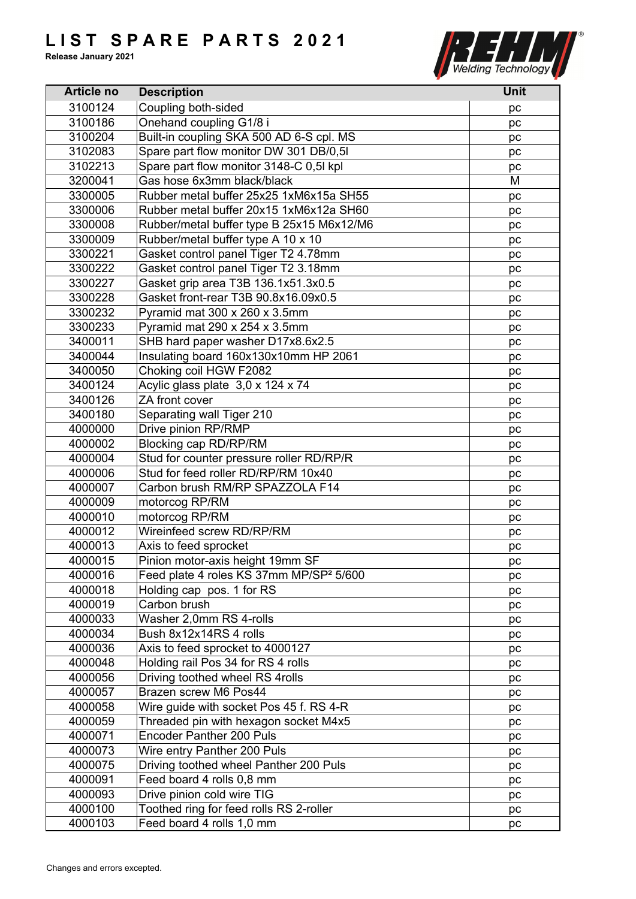# LIST SPARE PARTS 2021

**Release January 2021**

| Article no | Description | Unit |
| --- | --- | --- |
| 3100124 | Coupling both-sided | pc |
| 3100186 | Onehand coupling G1/8 i | pc |
| 3100204 | Built-in coupling SKA 500 AD 6-S cpl. MS | pc |
| 3102083 | Spare part flow monitor DW 301 DB/0,5l | pc |
| 3102213 | Spare part flow monitor 3148-C 0,5l kpl | pc |
| 3200041 | Gas hose 6x3mm black/black | M |
| 3300005 | Rubber metal buffer 25x25 1xM6x15a SH55 | pc |
| 3300006 | Rubber metal buffer 20x15 1xM6x12a SH60 | pc |
| 3300008 | Rubber/metal buffer type B 25x15 M6x12/M6 | pc |
| 3300009 | Rubber/metal buffer type A 10 x 10 | pc |
| 3300221 | Gasket control panel Tiger T2 4.78mm | pc |
| 3300222 | Gasket control panel Tiger T2 3.18mm | pc |
| 3300227 | Gasket grip area T3B 136.1x51.3x0.5 | pc |
| 3300228 | Gasket front-rear T3B 90.8x16.09x0.5 | pc |
| 3300232 | Pyramid mat 300 x 260 x 3.5mm | pc |
| 3300233 | Pyramid mat 290 x 254 x 3.5mm | pc |
| 3400011 | SHB hard paper washer D17x8.6x2.5 | pc |
| 3400044 | Insulating board 160x130x10mm HP 2061 | pc |
| 3400050 | Choking coil HGW F2082 | pc |
| 3400124 | Acylic glass plate 3,0 x 124 x 74 | pc |
| 3400126 | ZA front cover | pc |
| 3400180 | Separating wall Tiger 210 | pc |
| 4000000 | Drive pinion RP/RMP | pc |
| 4000002 | Blocking cap RD/RP/RM | pc |
| 4000004 | Stud for counter pressure roller RD/RP/R | pc |
| 4000006 | Stud for feed roller RD/RP/RM 10x40 | pc |
| 4000007 | Carbon brush RM/RP SPAZZOLA F14 | pc |
| 4000009 | motorcog RP/RM | pc |
| 4000010 | motorcog RP/RM | pc |
| 4000012 | Wireinfeed screw RD/RP/RM | pc |
| 4000013 | Axis to feed sprocket | pc |
| 4000015 | Pinion motor-axis height 19mm SF | pc |
| 4000016 | Feed plate 4 roles KS 37mm MP/SP² 5/600 | pc |
| 4000018 | Holding cap pos. 1 for RS | pc |
| 4000019 | Carbon brush | pc |
| 4000033 | Washer 2,0mm RS 4-rolls | pc |
| 4000034 | Bush 8x12x14RS 4 rolls | pc |
| 4000036 | Axis to feed sprocket to 4000127 | pc |
| 4000048 | Holding rail Pos 34 for RS 4 rolls | pc |
| 4000056 | Driving toothed wheel RS 4rolls | pc |
| 4000057 | Brazen screw M6 Pos44 | pc |
| 4000058 | Wire guide with socket Pos 45 f. RS 4-R | pc |
| 4000059 | Threaded pin with hexagon socket M4x5 | pc |
| 4000071 | Encoder Panther 200 Puls | pc |
| 4000073 | Wire entry Panther 200 Puls | pc |
| 4000075 | Driving toothed wheel Panther 200 Puls | pc |
| 4000091 | Feed board 4 rolls 0,8 mm | pc |
| 4000093 | Drive pinion cold wire TIG | pc |
| 4000100 | Toothed ring for feed rolls RS 2-roller | pc |
| 4000103 | Feed board 4 rolls 1,0 mm | pc |

Changes and errors excepted.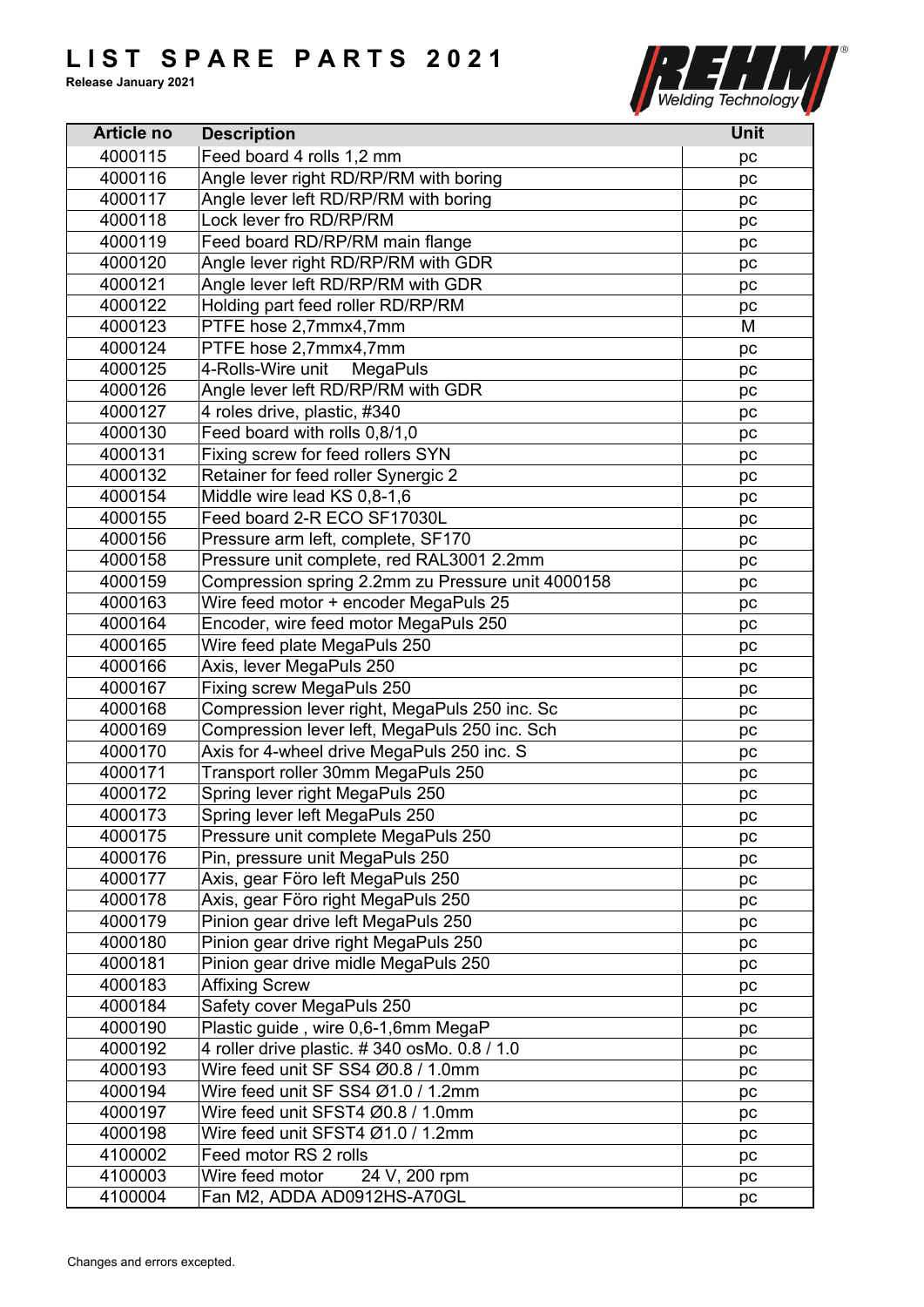# LIST SPARE PARTS 2021

**Release January 2021**

| Article no | Description | Unit |
|---|---|---|
| 4000115 | Feed board 4 rolls 1,2 mm | pc |
| 4000116 | Angle lever right RD/RP/RM with boring | pc |
| 4000117 | Angle lever left RD/RP/RM with boring | pc |
| 4000118 | Lock lever fro RD/RP/RM | pc |
| 4000119 | Feed board RD/RP/RM main flange | pc |
| 4000120 | Angle lever right RD/RP/RM with GDR | pc |
| 4000121 | Angle lever left RD/RP/RM with GDR | pc |
| 4000122 | Holding part feed roller RD/RP/RM | pc |
| 4000123 | PTFE hose 2,7mmx4,7mm | M |
| 4000124 | PTFE hose 2,7mmx4,7mm | pc |
| 4000125 | 4-Rolls-Wire unit MegaPuls | pc |
| 4000126 | Angle lever left RD/RP/RM with GDR | pc |
| 4000127 | 4 roles drive, plastic, #340 | pc |
| 4000130 | Feed board with rolls 0,8/1,0 | pc |
| 4000131 | Fixing screw for feed rollers SYN | pc |
| 4000132 | Retainer for feed roller Synergic 2 | pc |
| 4000154 | Middle wire lead KS 0,8-1,6 | pc |
| 4000155 | Feed board 2-R ECO SF17030L | pc |
| 4000156 | Pressure arm left, complete, SF170 | pc |
| 4000158 | Pressure unit complete, red RAL3001 2.2mm | pc |
| 4000159 | Compression spring 2.2mm zu Pressure unit 4000158 | pc |
| 4000163 | Wire feed motor + encoder MegaPuls 25 | pc |
| 4000164 | Encoder, wire feed motor MegaPuls 250 | pc |
| 4000165 | Wire feed plate MegaPuls 250 | pc |
| 4000166 | Axis, lever MegaPuls 250 | pc |
| 4000167 | Fixing screw MegaPuls 250 | pc |
| 4000168 | Compression lever right, MegaPuls 250 inc. Sc | pc |
| 4000169 | Compression lever left, MegaPuls 250 inc. Sch | pc |
| 4000170 | Axis for 4-wheel drive MegaPuls 250 inc. S | pc |
| 4000171 | Transport roller 30mm MegaPuls 250 | pc |
| 4000172 | Spring lever right MegaPuls 250 | pc |
| 4000173 | Spring lever left MegaPuls 250 | pc |
| 4000175 | Pressure unit complete MegaPuls 250 | pc |
| 4000176 | Pin, pressure unit MegaPuls 250 | pc |
| 4000177 | Axis, gear Föro left MegaPuls 250 | pc |
| 4000178 | Axis, gear Föro right MegaPuls 250 | pc |
| 4000179 | Pinion gear drive left MegaPuls 250 | pc |
| 4000180 | Pinion gear drive right MegaPuls 250 | pc |
| 4000181 | Pinion gear drive midle MegaPuls 250 | pc |
| 4000183 | Affixing Screw | pc |
| 4000184 | Safety cover MegaPuls 250 | pc |
| 4000190 | Plastic guide , wire 0,6-1,6mm MegaP | pc |
| 4000192 | 4 roller drive plastic. # 340 osMo. 0.8 / 1.0 | pc |
| 4000193 | Wire feed unit SF SS4 Ø0.8 / 1.0mm | pc |
| 4000194 | Wire feed unit SF SS4 Ø1.0 / 1.2mm | pc |
| 4000197 | Wire feed unit SFST4 Ø0.8 / 1.0mm | pc |
| 4000198 | Wire feed unit SFST4 Ø1.0 / 1.2mm | pc |
| 4100002 | Feed motor RS 2 rolls | pc |
| 4100003 | Wire feed motor 24 V, 200 rpm | pc |
| 4100004 | Fan M2, ADDA AD0912HS-A70GL | pc |

Changes and errors excepted.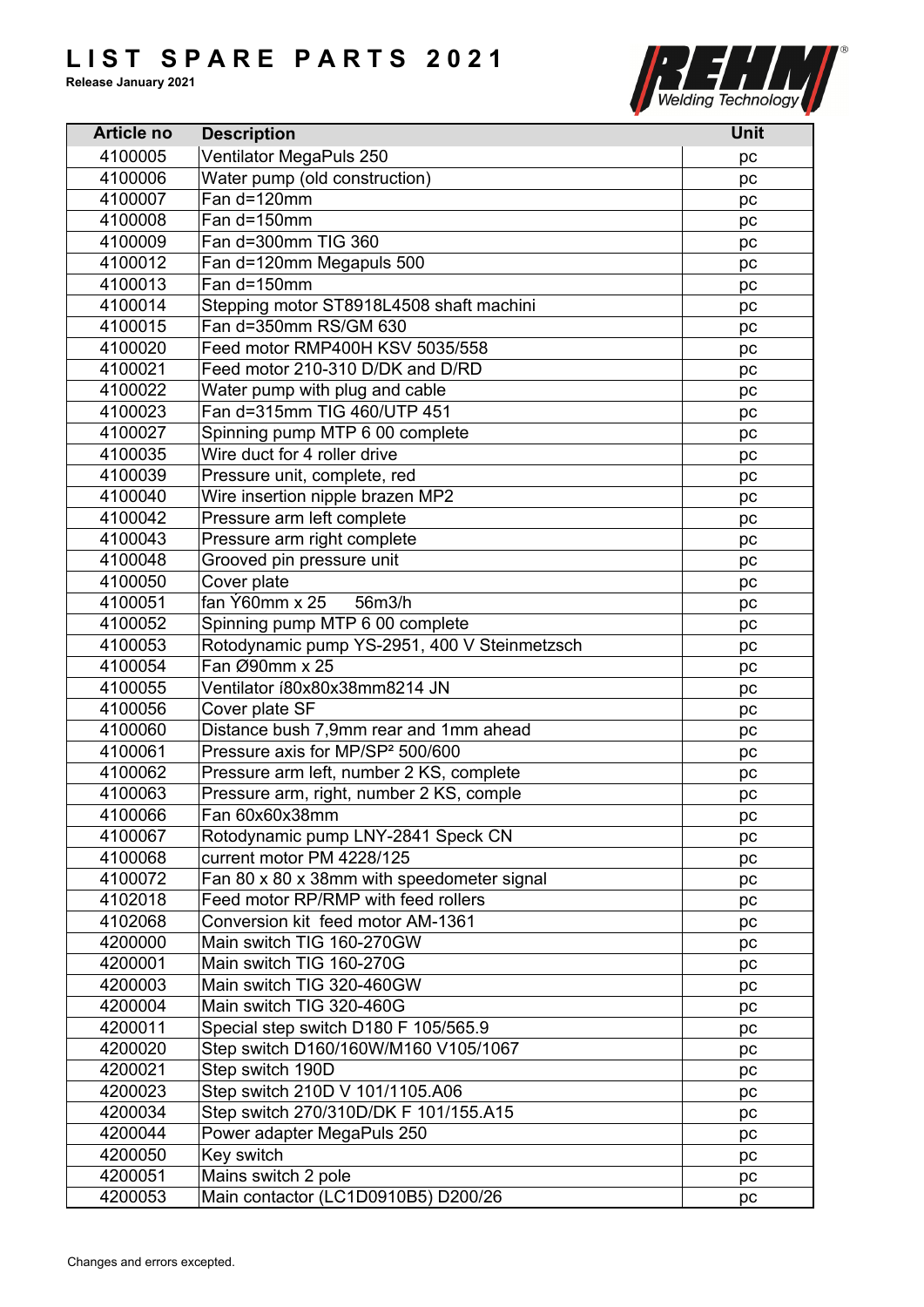# LIST SPARE PARTS 2021

**Release January 2021**

| Article no | Description | Unit |
|---|---|---|
| 4100005 | Ventilator MegaPuls 250 | pc |
| 4100006 | Water pump (old construction) | pc |
| 4100007 | Fan d=120mm | pc |
| 4100008 | Fan d=150mm | pc |
| 4100009 | Fan d=300mm TIG 360 | pc |
| 4100012 | Fan d=120mm Megapuls 500 | pc |
| 4100013 | Fan d=150mm | pc |
| 4100014 | Stepping motor ST8918L4508 shaft machini | pc |
| 4100015 | Fan d=350mm RS/GM 630 | pc |
| 4100020 | Feed motor RMP400H KSV 5035/558 | pc |
| 4100021 | Feed motor 210-310 D/DK and D/RD | pc |
| 4100022 | Water pump with plug and cable | pc |
| 4100023 | Fan d=315mm TIG 460/UTP 451 | pc |
| 4100027 | Spinning pump MTP 6 00 complete | pc |
| 4100035 | Wire duct for 4 roller drive | pc |
| 4100039 | Pressure unit, complete, red | pc |
| 4100040 | Wire insertion nipple brazen MP2 | pc |
| 4100042 | Pressure arm left complete | pc |
| 4100043 | Pressure arm right complete | pc |
| 4100048 | Grooved pin pressure unit | pc |
| 4100050 | Cover plate | pc |
| 4100051 | fan Ý60mm x 25     56m3/h | pc |
| 4100052 | Spinning pump MTP 6 00 complete | pc |
| 4100053 | Rotodynamic pump YS-2951, 400 V Steinmetzsch | pc |
| 4100054 | Fan Ø90mm x 25 | pc |
| 4100055 | Ventilator í80x80x38mm8214 JN | pc |
| 4100056 | Cover plate SF | pc |
| 4100060 | Distance bush 7,9mm rear and 1mm ahead | pc |
| 4100061 | Pressure axis for MP/SP² 500/600 | pc |
| 4100062 | Pressure arm left, number 2 KS, complete | pc |
| 4100063 | Pressure arm, right, number 2 KS, comple | pc |
| 4100066 | Fan 60x60x38mm | pc |
| 4100067 | Rotodynamic pump LNY-2841 Speck CN | pc |
| 4100068 | current motor PM 4228/125 | pc |
| 4100072 | Fan 80 x 80 x 38mm with speedometer signal | pc |
| 4102018 | Feed motor RP/RMP with feed rollers | pc |
| 4102068 | Conversion kit  feed motor AM-1361 | pc |
| 4200000 | Main switch TIG 160-270GW | pc |
| 4200001 | Main switch TIG 160-270G | pc |
| 4200003 | Main switch TIG 320-460GW | pc |
| 4200004 | Main switch TIG 320-460G | pc |
| 4200011 | Special step switch D180 F 105/565.9 | pc |
| 4200020 | Step switch D160/160W/M160 V105/1067 | pc |
| 4200021 | Step switch 190D | pc |
| 4200023 | Step switch 210D V 101/1105.A06 | pc |
| 4200034 | Step switch 270/310D/DK F 101/155.A15 | pc |
| 4200044 | Power adapter MegaPuls 250 | pc |
| 4200050 | Key switch | pc |
| 4200051 | Mains switch 2 pole | pc |
| 4200053 | Main contactor (LC1D0910B5) D200/26 | pc |

Changes and errors excepted.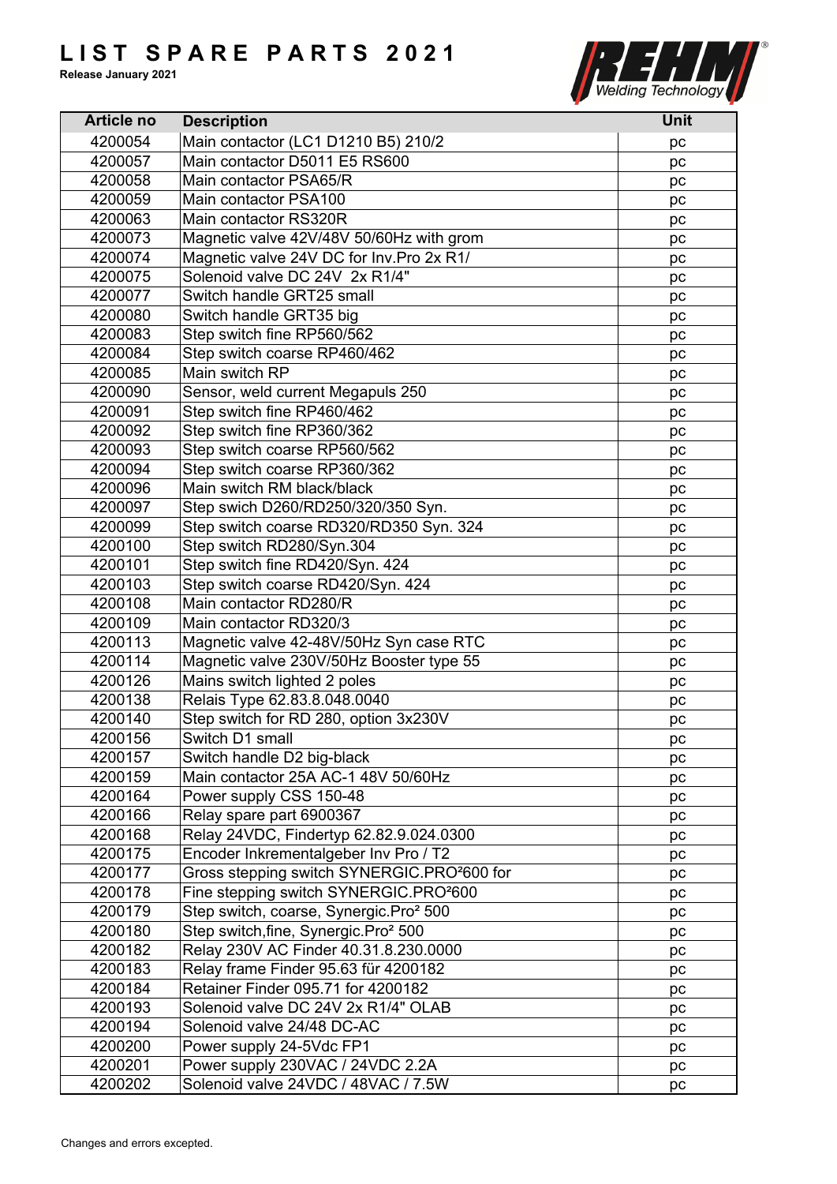# LIST SPARE PARTS 2021

**Release January 2021**

| Article no | Description | Unit |
|---|---|---|
| 4200054 | Main contactor (LC1 D1210 B5) 210/2 | pc |
| 4200057 | Main contactor D5011 E5 RS600 | pc |
| 4200058 | Main contactor PSA65/R | pc |
| 4200059 | Main contactor PSA100 | pc |
| 4200063 | Main contactor RS320R | pc |
| 4200073 | Magnetic valve 42V/48V 50/60Hz with grom | pc |
| 4200074 | Magnetic valve 24V DC for Inv.Pro 2x R1/ | pc |
| 4200075 | Solenoid valve DC 24V 2x R1/4" | pc |
| 4200077 | Switch handle GRT25 small | pc |
| 4200080 | Switch handle GRT35 big | pc |
| 4200083 | Step switch fine RP560/562 | pc |
| 4200084 | Step switch coarse RP460/462 | pc |
| 4200085 | Main switch RP | pc |
| 4200090 | Sensor, weld current Megapuls 250 | pc |
| 4200091 | Step switch fine RP460/462 | pc |
| 4200092 | Step switch fine RP360/362 | pc |
| 4200093 | Step switch coarse RP560/562 | pc |
| 4200094 | Step switch coarse RP360/362 | pc |
| 4200096 | Main switch RM black/black | pc |
| 4200097 | Step swich D260/RD250/320/350 Syn. | pc |
| 4200099 | Step switch coarse RD320/RD350 Syn. 324 | pc |
| 4200100 | Step switch RD280/Syn.304 | pc |
| 4200101 | Step switch fine RD420/Syn. 424 | pc |
| 4200103 | Step switch coarse RD420/Syn. 424 | pc |
| 4200108 | Main contactor RD280/R | pc |
| 4200109 | Main contactor RD320/3 | pc |
| 4200113 | Magnetic valve 42-48V/50Hz Syn case RTC | pc |
| 4200114 | Magnetic valve 230V/50Hz Booster type 55 | pc |
| 4200126 | Mains switch lighted 2 poles | pc |
| 4200138 | Relais Type 62.83.8.048.0040 | pc |
| 4200140 | Step switch for RD 280, option 3x230V | pc |
| 4200156 | Switch D1 small | pc |
| 4200157 | Switch handle D2 big-black | pc |
| 4200159 | Main contactor 25A AC-1 48V 50/60Hz | pc |
| 4200164 | Power supply CSS 150-48 | pc |
| 4200166 | Relay spare part 6900367 | pc |
| 4200168 | Relay 24VDC, Findertyp 62.82.9.024.0300 | pc |
| 4200175 | Encoder Inkrementalgeber Inv Pro / T2 | pc |
| 4200177 | Gross stepping switch SYNERGIC.PRO²600 for | pc |
| 4200178 | Fine stepping switch SYNERGIC.PRO²600 | pc |
| 4200179 | Step switch, coarse, Synergic.Pro² 500 | pc |
| 4200180 | Step switch,fine, Synergic.Pro² 500 | pc |
| 4200182 | Relay 230V AC Finder 40.31.8.230.0000 | pc |
| 4200183 | Relay frame Finder 95.63 für 4200182 | pc |
| 4200184 | Retainer Finder 095.71 for 4200182 | pc |
| 4200193 | Solenoid valve DC 24V 2x R1/4" OLAB | pc |
| 4200194 | Solenoid valve 24/48 DC-AC | pc |
| 4200200 | Power supply 24-5Vdc FP1 | pc |
| 4200201 | Power supply 230VAC / 24VDC 2.2A | pc |
| 4200202 | Solenoid valve 24VDC / 48VAC / 7.5W | pc |

Changes and errors excepted.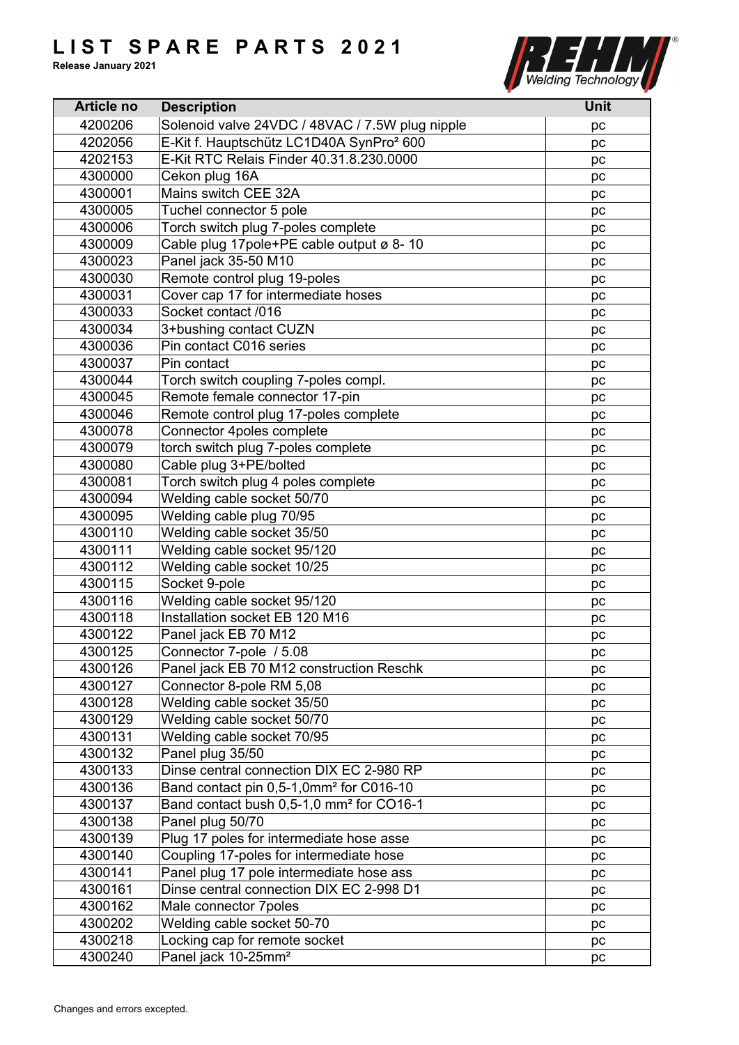# LIST SPARE PARTS 2021

**Release January 2021**

| Article no | Description | Unit |
|---|---|---|
| 4200206 | Solenoid valve 24VDC / 48VAC / 7.5W plug nipple | pc |
| 4202056 | E-Kit f. Hauptschütz LC1D40A SynPro² 600 | pc |
| 4202153 | E-Kit RTC Relais Finder 40.31.8.230.0000 | pc |
| 4300000 | Cekon plug 16A | pc |
| 4300001 | Mains switch CEE 32A | pc |
| 4300005 | Tuchel connector 5 pole | pc |
| 4300006 | Torch switch plug 7-poles complete | pc |
| 4300009 | Cable plug 17pole+PE cable output ø 8- 10 | pc |
| 4300023 | Panel jack 35-50 M10 | pc |
| 4300030 | Remote control plug 19-poles | pc |
| 4300031 | Cover cap 17 for intermediate hoses | pc |
| 4300033 | Socket contact /016 | pc |
| 4300034 | 3+bushing contact CUZN | pc |
| 4300036 | Pin contact C016 series | pc |
| 4300037 | Pin contact | pc |
| 4300044 | Torch switch coupling 7-poles compl. | pc |
| 4300045 | Remote female connector 17-pin | pc |
| 4300046 | Remote control plug 17-poles complete | pc |
| 4300078 | Connector 4poles complete | pc |
| 4300079 | torch switch plug 7-poles complete | pc |
| 4300080 | Cable plug 3+PE/bolted | pc |
| 4300081 | Torch switch plug 4 poles complete | pc |
| 4300094 | Welding cable socket 50/70 | pc |
| 4300095 | Welding cable plug 70/95 | pc |
| 4300110 | Welding cable socket 35/50 | pc |
| 4300111 | Welding cable socket 95/120 | pc |
| 4300112 | Welding cable socket 10/25 | pc |
| 4300115 | Socket 9-pole | pc |
| 4300116 | Welding cable socket 95/120 | pc |
| 4300118 | Installation socket EB 120 M16 | pc |
| 4300122 | Panel jack EB 70 M12 | pc |
| 4300125 | Connector 7-pole / 5.08 | pc |
| 4300126 | Panel jack EB 70 M12 construction Reschk | pc |
| 4300127 | Connector 8-pole RM 5,08 | pc |
| 4300128 | Welding cable socket 35/50 | pc |
| 4300129 | Welding cable socket 50/70 | pc |
| 4300131 | Welding cable socket 70/95 | pc |
| 4300132 | Panel plug 35/50 | pc |
| 4300133 | Dinse central connection DIX EC 2-980 RP | pc |
| 4300136 | Band contact pin 0,5-1,0mm² for C016-10 | pc |
| 4300137 | Band contact bush 0,5-1,0 mm² for CO16-1 | pc |
| 4300138 | Panel plug 50/70 | pc |
| 4300139 | Plug 17 poles for intermediate hose asse | pc |
| 4300140 | Coupling 17-poles for intermediate hose | pc |
| 4300141 | Panel plug 17 pole intermediate hose ass | pc |
| 4300161 | Dinse central connection DIX EC 2-998 D1 | pc |
| 4300162 | Male connector 7poles | pc |
| 4300202 | Welding cable socket 50-70 | pc |
| 4300218 | Locking cap for remote socket | pc |
| 4300240 | Panel jack 10-25mm² | pc |

Changes and errors excepted.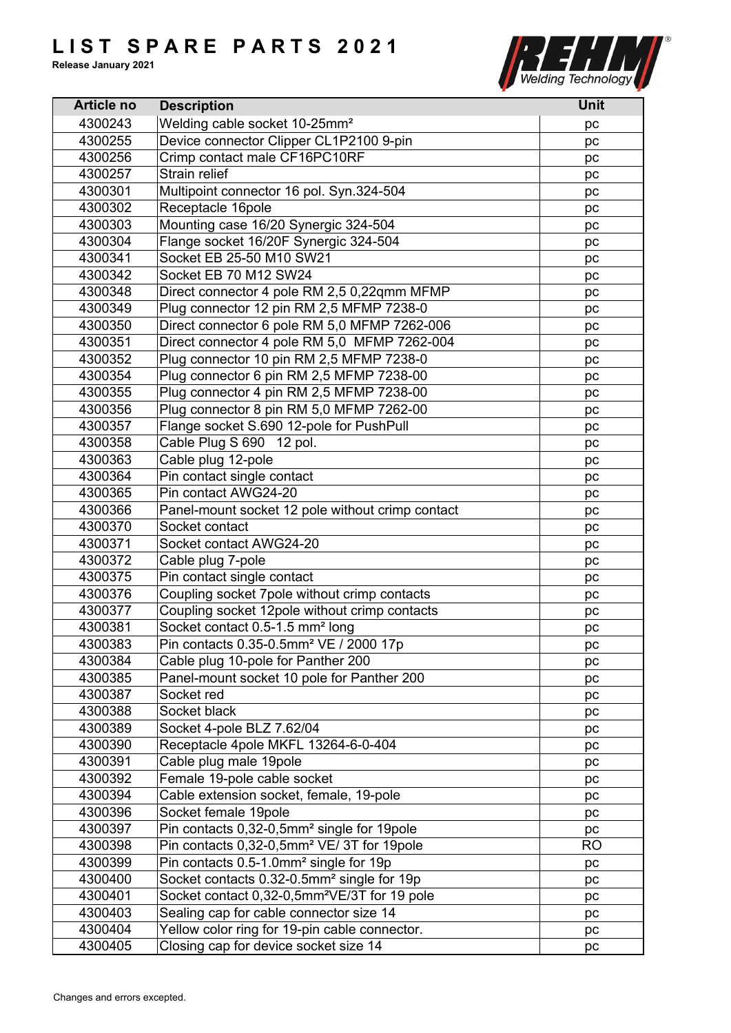# LIST SPARE PARTS 2021

**Release January 2021**

| Article no | Description | Unit |
|---|---|---|
| 4300243 | Welding cable socket 10-25mm² | pc |
| 4300255 | Device connector Clipper CL1P2100 9-pin | pc |
| 4300256 | Crimp contact male CF16PC10RF | pc |
| 4300257 | Strain relief | pc |
| 4300301 | Multipoint connector 16 pol. Syn.324-504 | pc |
| 4300302 | Receptacle 16pole | pc |
| 4300303 | Mounting case 16/20 Synergic 324-504 | pc |
| 4300304 | Flange socket 16/20F Synergic 324-504 | pc |
| 4300341 | Socket EB 25-50 M10 SW21 | pc |
| 4300342 | Socket EB 70 M12 SW24 | pc |
| 4300348 | Direct connector 4 pole RM 2,5 0,22qmm MFMP | pc |
| 4300349 | Plug connector 12 pin RM 2,5 MFMP 7238-0 | pc |
| 4300350 | Direct connector 6 pole RM 5,0 MFMP 7262-006 | pc |
| 4300351 | Direct connector 4 pole RM 5,0 MFMP 7262-004 | pc |
| 4300352 | Plug connector 10 pin RM 2,5 MFMP 7238-0 | pc |
| 4300354 | Plug connector 6 pin RM 2,5 MFMP 7238-00 | pc |
| 4300355 | Plug connector 4 pin RM 2,5 MFMP 7238-00 | pc |
| 4300356 | Plug connector 8 pin RM 5,0 MFMP 7262-00 | pc |
| 4300357 | Flange socket S.690 12-pole for PushPull | pc |
| 4300358 | Cable Plug S 690 12 pol. | pc |
| 4300363 | Cable plug 12-pole | pc |
| 4300364 | Pin contact single contact | pc |
| 4300365 | Pin contact AWG24-20 | pc |
| 4300366 | Panel-mount socket 12 pole without crimp contact | pc |
| 4300370 | Socket contact | pc |
| 4300371 | Socket contact AWG24-20 | pc |
| 4300372 | Cable plug 7-pole | pc |
| 4300375 | Pin contact single contact | pc |
| 4300376 | Coupling socket 7pole without crimp contacts | pc |
| 4300377 | Coupling socket 12pole without crimp contacts | pc |
| 4300381 | Socket contact 0.5-1.5 mm² long | pc |
| 4300383 | Pin contacts 0.35-0.5mm² VE / 2000 17p | pc |
| 4300384 | Cable plug 10-pole for Panther 200 | pc |
| 4300385 | Panel-mount socket 10 pole for Panther 200 | pc |
| 4300387 | Socket red | pc |
| 4300388 | Socket black | pc |
| 4300389 | Socket 4-pole BLZ 7.62/04 | pc |
| 4300390 | Receptacle 4pole MKFL 13264-6-0-404 | pc |
| 4300391 | Cable plug male 19pole | pc |
| 4300392 | Female 19-pole cable socket | pc |
| 4300394 | Cable extension socket, female, 19-pole | pc |
| 4300396 | Socket female 19pole | pc |
| 4300397 | Pin contacts 0,32-0,5mm² single for 19pole | pc |
| 4300398 | Pin contacts 0,32-0,5mm² VE/ 3T for 19pole | RO |
| 4300399 | Pin contacts 0.5-1.0mm² single for 19p | pc |
| 4300400 | Socket contacts 0.32-0.5mm² single for 19p | pc |
| 4300401 | Socket contact 0,32-0,5mm²VE/3T for 19 pole | pc |
| 4300403 | Sealing cap for cable connector size 14 | pc |
| 4300404 | Yellow color ring for 19-pin cable connector. | pc |
| 4300405 | Closing cap for device socket size 14 | pc |

Changes and errors excepted.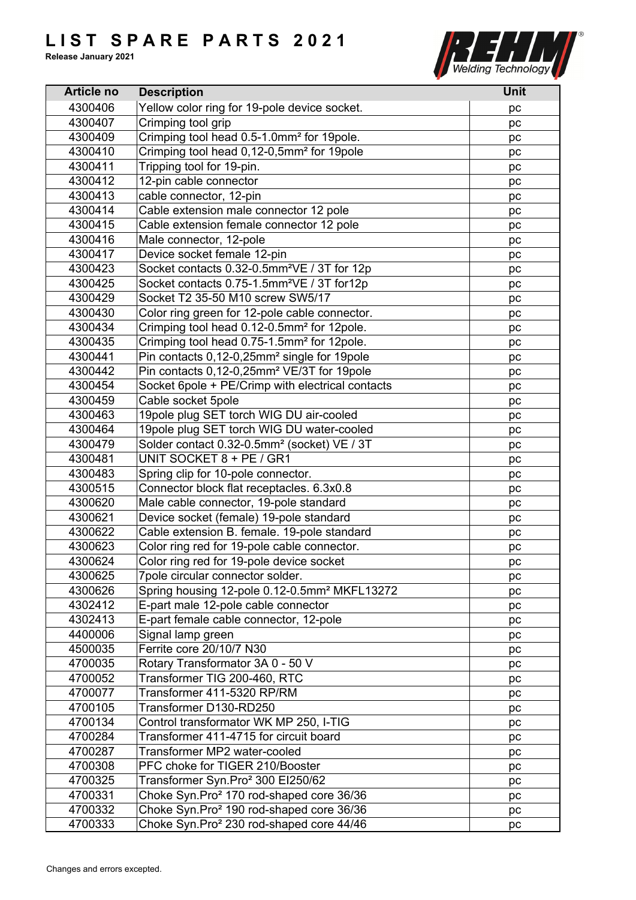# LIST SPARE PARTS 2021

**Release January 2021**

| Article no | Description | Unit |
| --- | --- | --- |
| 4300406 | Yellow color ring for 19-pole device socket. | pc |
| 4300407 | Crimping tool grip | pc |
| 4300409 | Crimping tool head 0.5-1.0mm² for 19pole. | pc |
| 4300410 | Crimping tool head 0,12-0,5mm² for 19pole | pc |
| 4300411 | Tripping tool for 19-pin. | pc |
| 4300412 | 12-pin cable connector | pc |
| 4300413 | cable connector, 12-pin | pc |
| 4300414 | Cable extension male connector 12 pole | pc |
| 4300415 | Cable extension female connector 12 pole | pc |
| 4300416 | Male connector, 12-pole | pc |
| 4300417 | Device socket female 12-pin | pc |
| 4300423 | Socket contacts 0.32-0.5mm²VE / 3T for 12p | pc |
| 4300425 | Socket contacts 0.75-1.5mm²VE / 3T for12p | pc |
| 4300429 | Socket T2 35-50 M10 screw SW5/17 | pc |
| 4300430 | Color ring green for 12-pole cable connector. | pc |
| 4300434 | Crimping tool head 0.12-0.5mm² for 12pole. | pc |
| 4300435 | Crimping tool head 0.75-1.5mm² for 12pole. | pc |
| 4300441 | Pin contacts 0,12-0,25mm² single for 19pole | pc |
| 4300442 | Pin contacts 0,12-0,25mm² VE/3T for 19pole | pc |
| 4300454 | Socket 6pole + PE/Crimp with electrical contacts | pc |
| 4300459 | Cable socket 5pole | pc |
| 4300463 | 19pole plug SET torch WIG DU air-cooled | pc |
| 4300464 | 19pole plug SET torch WIG DU water-cooled | pc |
| 4300479 | Solder contact 0.32-0.5mm² (socket) VE / 3T | pc |
| 4300481 | UNIT SOCKET 8 + PE / GR1 | pc |
| 4300483 | Spring clip for 10-pole connector. | pc |
| 4300515 | Connector block flat receptacles. 6.3x0.8 | pc |
| 4300620 | Male cable connector, 19-pole standard | pc |
| 4300621 | Device socket (female) 19-pole standard | pc |
| 4300622 | Cable extension B. female. 19-pole standard | pc |
| 4300623 | Color ring red for 19-pole cable connector. | pc |
| 4300624 | Color ring red for 19-pole device socket | pc |
| 4300625 | 7pole circular connector solder. | pc |
| 4300626 | Spring housing 12-pole 0.12-0.5mm² MKFL13272 | pc |
| 4302412 | E-part male 12-pole cable connector | pc |
| 4302413 | E-part female cable connector, 12-pole | pc |
| 4400006 | Signal lamp green | pc |
| 4500035 | Ferrite core 20/10/7 N30 | pc |
| 4700035 | Rotary Transformator 3A 0 - 50 V | pc |
| 4700052 | Transformer TIG 200-460, RTC | pc |
| 4700077 | Transformer 411-5320 RP/RM | pc |
| 4700105 | Transformer D130-RD250 | pc |
| 4700134 | Control transformator WK MP 250, I-TIG | pc |
| 4700284 | Transformer 411-4715 for circuit board | pc |
| 4700287 | Transformer MP2 water-cooled | pc |
| 4700308 | PFC choke for TIGER 210/Booster | pc |
| 4700325 | Transformer Syn.Pro² 300 EI250/62 | pc |
| 4700331 | Choke Syn.Pro² 170 rod-shaped core 36/36 | pc |
| 4700332 | Choke Syn.Pro² 190 rod-shaped core 36/36 | pc |
| 4700333 | Choke Syn.Pro² 230 rod-shaped core 44/46 | pc |

Changes and errors excepted.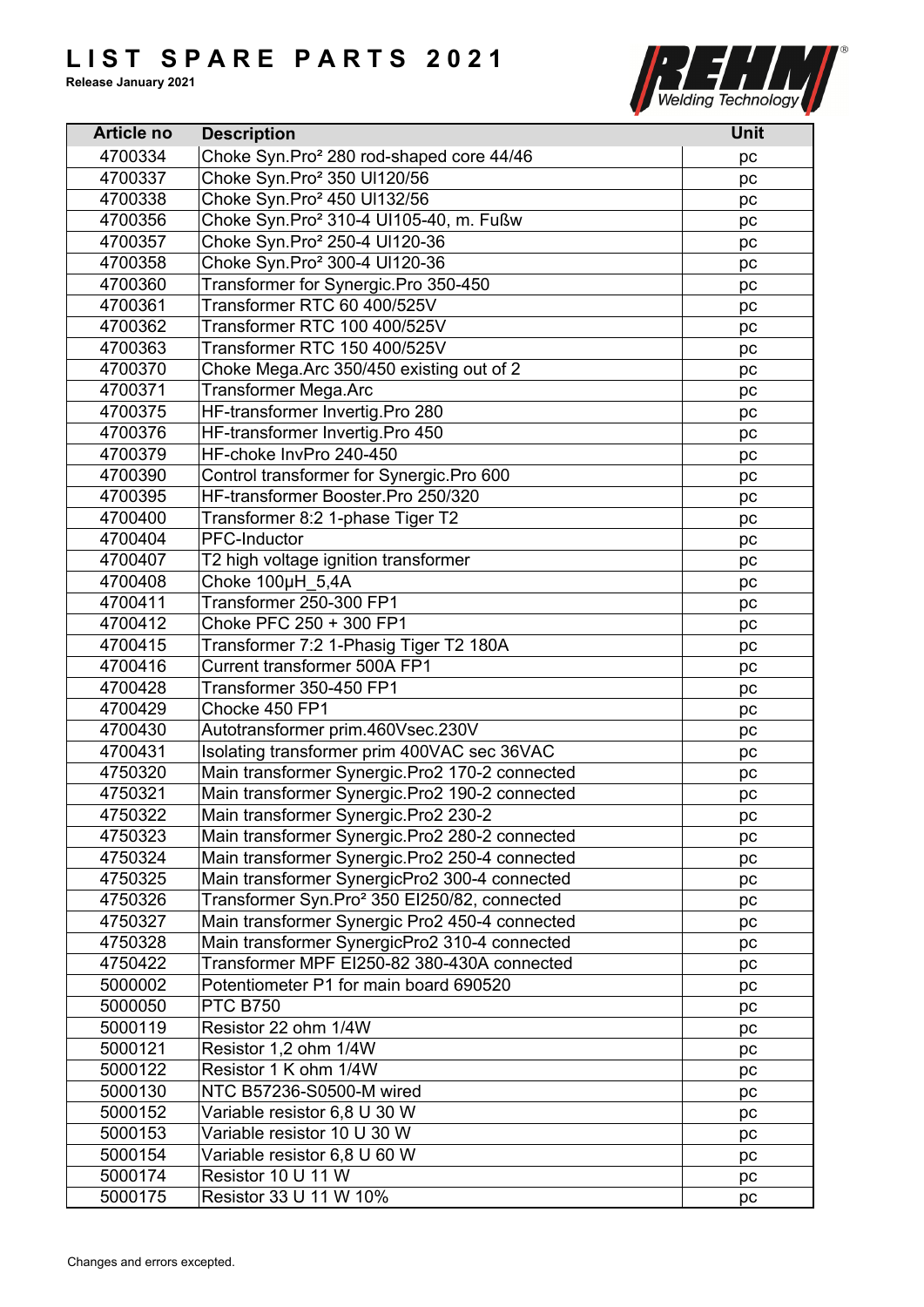# LIST SPARE PARTS 2021

**Release January 2021**

| Article no | Description | Unit |
|---|---|---|
| 4700334 | Choke Syn.Pro² 280 rod-shaped core 44/46 | pc |
| 4700337 | Choke Syn.Pro² 350 UI120/56 | pc |
| 4700338 | Choke Syn.Pro² 450 UI132/56 | pc |
| 4700356 | Choke Syn.Pro² 310-4 UI105-40, m. Fußw | pc |
| 4700357 | Choke Syn.Pro² 250-4 UI120-36 | pc |
| 4700358 | Choke Syn.Pro² 300-4 UI120-36 | pc |
| 4700360 | Transformer for Synergic.Pro 350-450 | pc |
| 4700361 | Transformer RTC 60 400/525V | pc |
| 4700362 | Transformer RTC 100 400/525V | pc |
| 4700363 | Transformer RTC 150 400/525V | pc |
| 4700370 | Choke Mega.Arc 350/450 existing out of 2 | pc |
| 4700371 | Transformer Mega.Arc | pc |
| 4700375 | HF-transformer Invertig.Pro 280 | pc |
| 4700376 | HF-transformer Invertig.Pro 450 | pc |
| 4700379 | HF-choke InvPro 240-450 | pc |
| 4700390 | Control transformer for Synergic.Pro 600 | pc |
| 4700395 | HF-transformer Booster.Pro 250/320 | pc |
| 4700400 | Transformer 8:2 1-phase Tiger T2 | pc |
| 4700404 | PFC-Inductor | pc |
| 4700407 | T2 high voltage ignition transformer | pc |
| 4700408 | Choke 100µH_5,4A | pc |
| 4700411 | Transformer 250-300 FP1 | pc |
| 4700412 | Choke PFC 250 + 300 FP1 | pc |
| 4700415 | Transformer 7:2 1-Phasig Tiger T2 180A | pc |
| 4700416 | Current transformer 500A FP1 | pc |
| 4700428 | Transformer 350-450 FP1 | pc |
| 4700429 | Chocke 450 FP1 | pc |
| 4700430 | Autotransformer prim.460Vsec.230V | pc |
| 4700431 | Isolating transformer prim 400VAC sec 36VAC | pc |
| 4750320 | Main transformer Synergic.Pro2 170-2 connected | pc |
| 4750321 | Main transformer Synergic.Pro2 190-2 connected | pc |
| 4750322 | Main transformer Synergic.Pro2 230-2 | pc |
| 4750323 | Main transformer Synergic.Pro2 280-2 connected | pc |
| 4750324 | Main transformer Synergic.Pro2 250-4 connected | pc |
| 4750325 | Main transformer SynergicPro2 300-4 connected | pc |
| 4750326 | Transformer Syn.Pro² 350 EI250/82, connected | pc |
| 4750327 | Main transformer Synergic Pro2 450-4 connected | pc |
| 4750328 | Main transformer SynergicPro2 310-4 connected | pc |
| 4750422 | Transformer MPF EI250-82 380-430A connected | pc |
| 5000002 | Potentiometer P1 for main board 690520 | pc |
| 5000050 | PTC B750 | pc |
| 5000119 | Resistor 22 ohm 1/4W | pc |
| 5000121 | Resistor 1,2 ohm 1/4W | pc |
| 5000122 | Resistor 1 K ohm 1/4W | pc |
| 5000130 | NTC B57236-S0500-M wired | pc |
| 5000152 | Variable resistor 6,8 U 30 W | pc |
| 5000153 | Variable resistor 10 U 30 W | pc |
| 5000154 | Variable resistor 6,8 U 60 W | pc |
| 5000174 | Resistor 10 U 11 W | pc |
| 5000175 | Resistor 33 U 11 W 10% | pc |

Changes and errors excepted.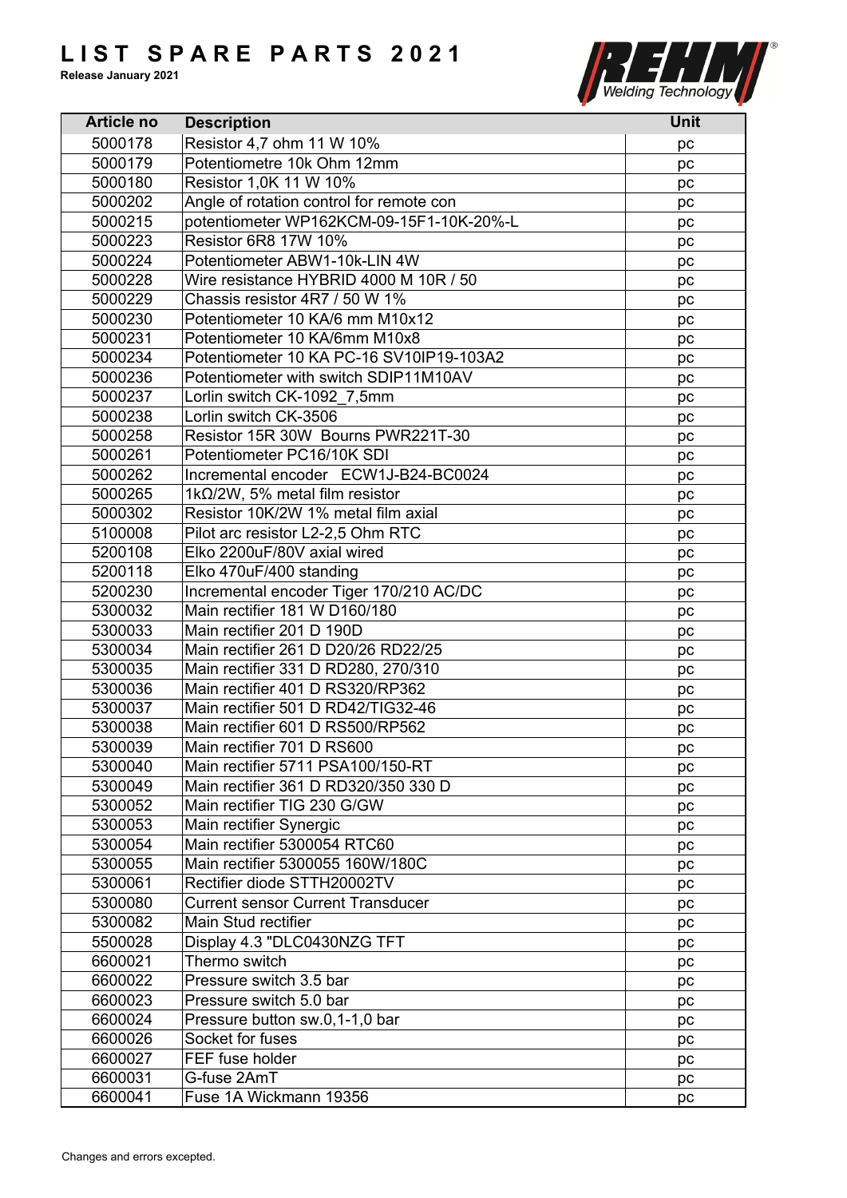# LIST SPARE PARTS 2021

**Release January 2021**

| Article no | Description | Unit |
|---|---|---|
| 5000178 | Resistor 4,7 ohm 11 W 10% | pc |
| 5000179 | Potentiometre 10k Ohm 12mm | pc |
| 5000180 | Resistor 1,0K 11 W 10% | pc |
| 5000202 | Angle of rotation control for remote con | pc |
| 5000215 | potentiometer WP162KCM-09-15F1-10K-20%-L | pc |
| 5000223 | Resistor 6R8 17W 10% | pc |
| 5000224 | Potentiometer ABW1-10k-LIN 4W | pc |
| 5000228 | Wire resistance HYBRID 4000 M 10R / 50 | pc |
| 5000229 | Chassis resistor 4R7 / 50 W 1% | pc |
| 5000230 | Potentiometer 10 KA/6 mm M10x12 | pc |
| 5000231 | Potentiometer 10 KA/6mm M10x8 | pc |
| 5000234 | Potentiometer 10 KA PC-16 SV10IP19-103A2 | pc |
| 5000236 | Potentiometer with switch SDIP11M10AV | pc |
| 5000237 | Lorlin switch CK-1092_7,5mm | pc |
| 5000238 | Lorlin switch CK-3506 | pc |
| 5000258 | Resistor 15R 30W Bourns PWR221T-30 | pc |
| 5000261 | Potentiometer PC16/10K SDI | pc |
| 5000262 | Incremental encoder ECW1J-B24-BC0024 | pc |
| 5000265 | 1kΩ/2W, 5% metal film resistor | pc |
| 5000302 | Resistor 10K/2W 1% metal film axial | pc |
| 5100008 | Pilot arc resistor L2-2,5 Ohm RTC | pc |
| 5200108 | Elko 2200uF/80V axial wired | pc |
| 5200118 | Elko 470uF/400 standing | pc |
| 5200230 | Incremental encoder Tiger 170/210 AC/DC | pc |
| 5300032 | Main rectifier 181 W D160/180 | pc |
| 5300033 | Main rectifier 201 D 190D | pc |
| 5300034 | Main rectifier 261 D D20/26 RD22/25 | pc |
| 5300035 | Main rectifier 331 D RD280, 270/310 | pc |
| 5300036 | Main rectifier 401 D RS320/RP362 | pc |
| 5300037 | Main rectifier 501 D RD42/TIG32-46 | pc |
| 5300038 | Main rectifier 601 D RS500/RP562 | pc |
| 5300039 | Main rectifier 701 D RS600 | pc |
| 5300040 | Main rectifier 5711 PSA100/150-RT | pc |
| 5300049 | Main rectifier 361 D RD320/350 330 D | pc |
| 5300052 | Main rectifier TIG 230 G/GW | pc |
| 5300053 | Main rectifier Synergic | pc |
| 5300054 | Main rectifier 5300054 RTC60 | pc |
| 5300055 | Main rectifier 5300055 160W/180C | pc |
| 5300061 | Rectifier diode STTH20002TV | pc |
| 5300080 | Current sensor Current Transducer | pc |
| 5300082 | Main Stud rectifier | pc |
| 5500028 | Display 4.3 "DLC0430NZG TFT | pc |
| 6600021 | Thermo switch | pc |
| 6600022 | Pressure switch 3.5 bar | pc |
| 6600023 | Pressure switch 5.0 bar | pc |
| 6600024 | Pressure button sw.0,1-1,0 bar | pc |
| 6600026 | Socket for fuses | pc |
| 6600027 | FEF fuse holder | pc |
| 6600031 | G-fuse 2AmT | pc |
| 6600041 | Fuse 1A Wickmann 19356 | pc |

Changes and errors excepted.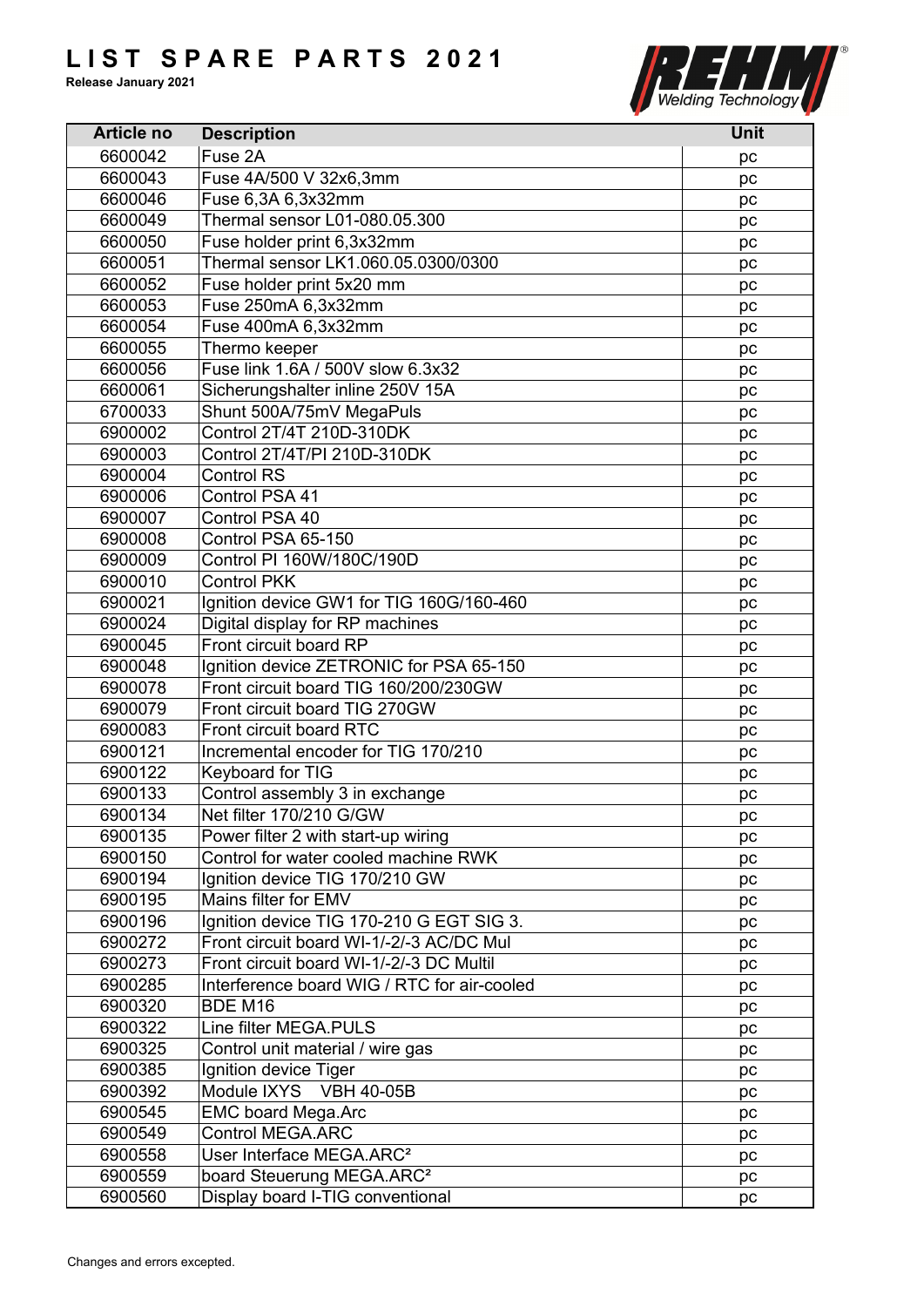# LIST SPARE PARTS 2021

**Release January 2021**

| Article no | Description | Unit |
| --- | --- | --- |
| 6600042 | Fuse 2A | pc |
| 6600043 | Fuse 4A/500 V 32x6,3mm | pc |
| 6600046 | Fuse 6,3A 6,3x32mm | pc |
| 6600049 | Thermal sensor L01-080.05.300 | pc |
| 6600050 | Fuse holder print 6,3x32mm | pc |
| 6600051 | Thermal sensor LK1.060.05.0300/0300 | pc |
| 6600052 | Fuse holder print 5x20 mm | pc |
| 6600053 | Fuse 250mA 6,3x32mm | pc |
| 6600054 | Fuse 400mA 6,3x32mm | pc |
| 6600055 | Thermo keeper | pc |
| 6600056 | Fuse link 1.6A / 500V slow 6.3x32 | pc |
| 6600061 | Sicherungshalter inline 250V 15A | pc |
| 6700033 | Shunt 500A/75mV MegaPuls | pc |
| 6900002 | Control 2T/4T 210D-310DK | pc |
| 6900003 | Control 2T/4T/PI 210D-310DK | pc |
| 6900004 | Control RS | pc |
| 6900006 | Control PSA 41 | pc |
| 6900007 | Control PSA 40 | pc |
| 6900008 | Control PSA 65-150 | pc |
| 6900009 | Control PI 160W/180C/190D | pc |
| 6900010 | Control PKK | pc |
| 6900021 | Ignition device GW1 for TIG 160G/160-460 | pc |
| 6900024 | Digital display for RP machines | pc |
| 6900045 | Front circuit board RP | pc |
| 6900048 | Ignition device ZETRONIC for PSA 65-150 | pc |
| 6900078 | Front circuit board TIG 160/200/230GW | pc |
| 6900079 | Front circuit board TIG 270GW | pc |
| 6900083 | Front circuit board RTC | pc |
| 6900121 | Incremental encoder for TIG 170/210 | pc |
| 6900122 | Keyboard for TIG | pc |
| 6900133 | Control assembly 3 in exchange | pc |
| 6900134 | Net filter 170/210 G/GW | pc |
| 6900135 | Power filter 2 with start-up wiring | pc |
| 6900150 | Control for water cooled machine RWK | pc |
| 6900194 | Ignition device TIG 170/210 GW | pc |
| 6900195 | Mains filter for EMV | pc |
| 6900196 | Ignition device TIG 170-210 G EGT SIG 3. | pc |
| 6900272 | Front circuit board WI-1/-2/-3 AC/DC Mul | pc |
| 6900273 | Front circuit board WI-1/-2/-3 DC Multil | pc |
| 6900285 | Interference board WIG / RTC for air-cooled | pc |
| 6900320 | BDE M16 | pc |
| 6900322 | Line filter MEGA.PULS | pc |
| 6900325 | Control unit material / wire gas | pc |
| 6900385 | Ignition device Tiger | pc |
| 6900392 | Module IXYS VBH 40-05B | pc |
| 6900545 | EMC board Mega.Arc | pc |
| 6900549 | Control MEGA.ARC | pc |
| 6900558 | User Interface MEGA.ARC² | pc |
| 6900559 | board Steuerung MEGA.ARC² | pc |
| 6900560 | Display board I-TIG conventional | pc |

Changes and errors excepted.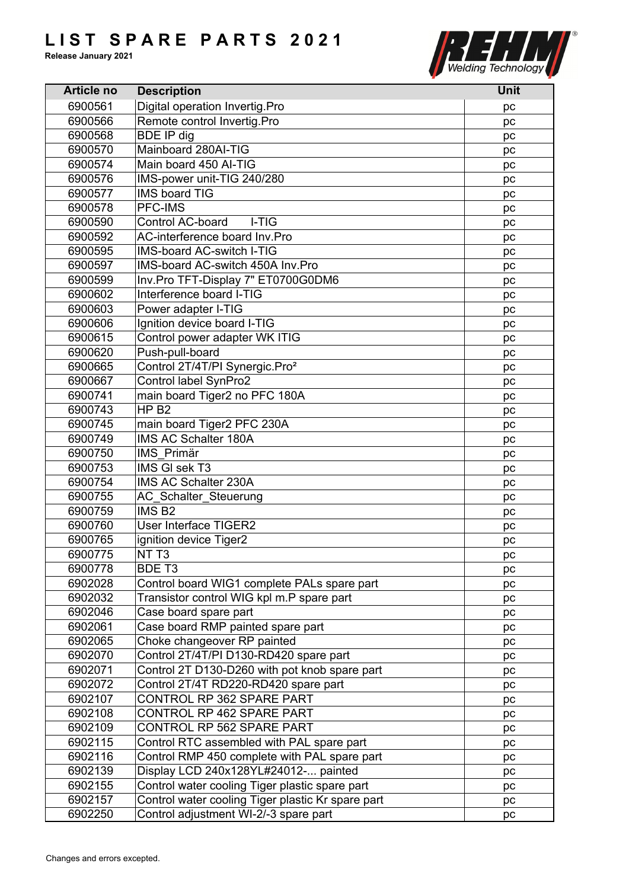# LIST SPARE PARTS 2021

**Release January 2021**

| Article no | Description | Unit |
|---|---|---|
| 6900561 | Digital operation Invertig.Pro | pc |
| 6900566 | Remote control Invertig.Pro | pc |
| 6900568 | BDE IP dig | pc |
| 6900570 | Mainboard 280AI-TIG | pc |
| 6900574 | Main board 450 AI-TIG | pc |
| 6900576 | IMS-power unit-TIG 240/280 | pc |
| 6900577 | IMS board TIG | pc |
| 6900578 | PFC-IMS | pc |
| 6900590 | Control AC-board I-TIG | pc |
| 6900592 | AC-interference board Inv.Pro | pc |
| 6900595 | IMS-board AC-switch I-TIG | pc |
| 6900597 | IMS-board AC-switch 450A Inv.Pro | pc |
| 6900599 | Inv.Pro TFT-Display 7" ET0700G0DM6 | pc |
| 6900602 | Interference board I-TIG | pc |
| 6900603 | Power adapter I-TIG | pc |
| 6900606 | Ignition device board I-TIG | pc |
| 6900615 | Control power adapter WK ITIG | pc |
| 6900620 | Push-pull-board | pc |
| 6900665 | Control 2T/4T/PI Synergic.Pro² | pc |
| 6900667 | Control label SynPro2 | pc |
| 6900741 | main board Tiger2 no PFC 180A | pc |
| 6900743 | HP B2 | pc |
| 6900745 | main board Tiger2 PFC 230A | pc |
| 6900749 | IMS AC Schalter 180A | pc |
| 6900750 | IMS_Primär | pc |
| 6900753 | IMS Gl sek T3 | pc |
| 6900754 | IMS AC Schalter 230A | pc |
| 6900755 | AC_Schalter_Steuerung | pc |
| 6900759 | IMS B2 | pc |
| 6900760 | User Interface TIGER2 | pc |
| 6900765 | ignition device Tiger2 | pc |
| 6900775 | NT T3 | pc |
| 6900778 | BDE T3 | pc |
| 6902028 | Control board WIG1 complete PALs spare part | pc |
| 6902032 | Transistor control WIG kpl m.P spare part | pc |
| 6902046 | Case board spare part | pc |
| 6902061 | Case board RMP painted spare part | pc |
| 6902065 | Choke changeover RP painted | pc |
| 6902070 | Control 2T/4T/PI D130-RD420 spare part | pc |
| 6902071 | Control 2T D130-D260 with pot knob spare part | pc |
| 6902072 | Control 2T/4T RD220-RD420 spare part | pc |
| 6902107 | CONTROL RP 362 SPARE PART | pc |
| 6902108 | CONTROL RP 462 SPARE PART | pc |
| 6902109 | CONTROL RP 562 SPARE PART | pc |
| 6902115 | Control RTC assembled with PAL spare part | pc |
| 6902116 | Control RMP 450 complete with PAL spare part | pc |
| 6902139 | Display LCD 240x128YL#24012-... painted | pc |
| 6902155 | Control water cooling Tiger plastic spare part | pc |
| 6902157 | Control water cooling Tiger plastic Kr spare part | pc |
| 6902250 | Control adjustment WI-2/-3 spare part | pc |

Changes and errors excepted.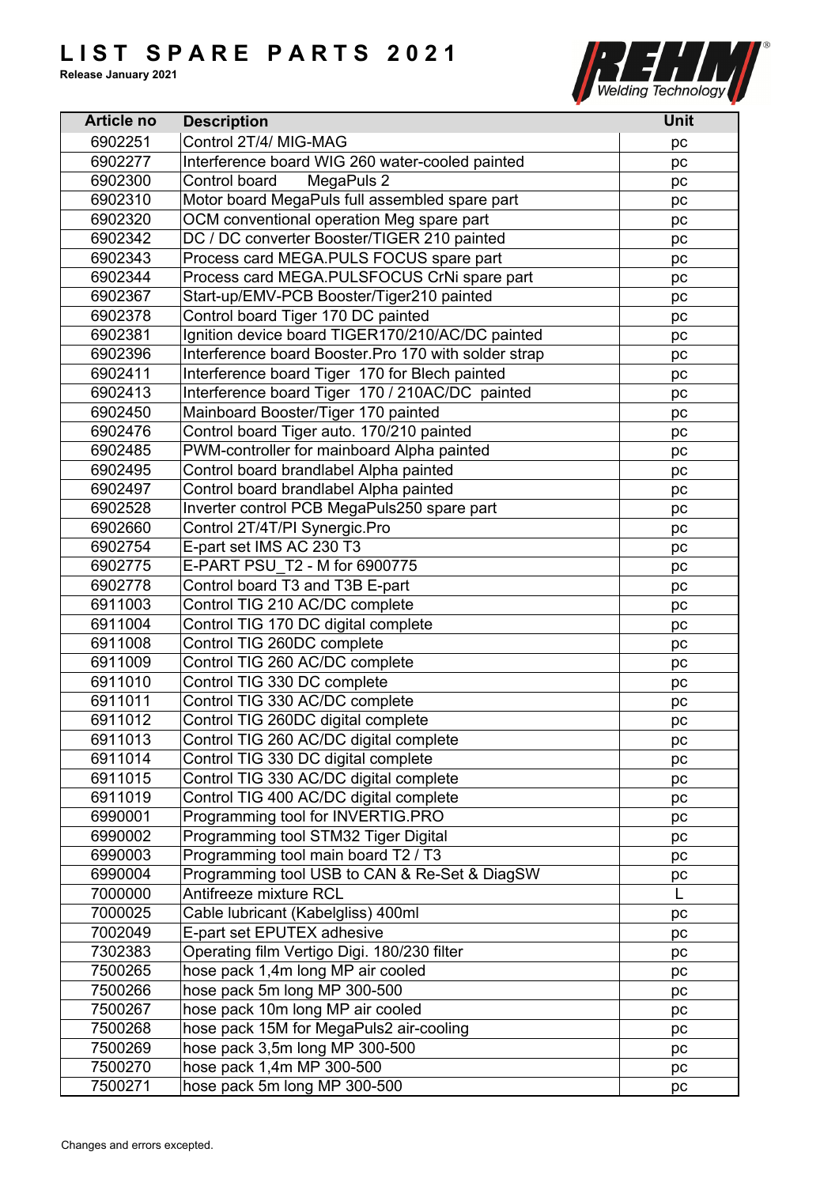# LIST SPARE PARTS 2021

**Release January 2021**

| Article no | Description | Unit |
|---|---|---|
| 6902251 | Control 2T/4/ MIG-MAG | pc |
| 6902277 | Interference board WIG 260 water-cooled painted | pc |
| 6902300 | Control board MegaPuls 2 | pc |
| 6902310 | Motor board MegaPuls full assembled spare part | pc |
| 6902320 | OCM conventional operation Meg spare part | pc |
| 6902342 | DC / DC converter Booster/TIGER 210 painted | pc |
| 6902343 | Process card MEGA.PULS FOCUS spare part | pc |
| 6902344 | Process card MEGA.PULSFOCUS CrNi spare part | pc |
| 6902367 | Start-up/EMV-PCB Booster/Tiger210 painted | pc |
| 6902378 | Control board Tiger 170 DC painted | pc |
| 6902381 | Ignition device board TIGER170/210/AC/DC painted | pc |
| 6902396 | Interference board Booster.Pro 170 with solder strap | pc |
| 6902411 | Interference board Tiger 170 for Blech painted | pc |
| 6902413 | Interference board Tiger 170 / 210AC/DC painted | pc |
| 6902450 | Mainboard Booster/Tiger 170 painted | pc |
| 6902476 | Control board Tiger auto. 170/210 painted | pc |
| 6902485 | PWM-controller for mainboard Alpha painted | pc |
| 6902495 | Control board brandlabel Alpha painted | pc |
| 6902497 | Control board brandlabel Alpha painted | pc |
| 6902528 | Inverter control PCB MegaPuls250 spare part | pc |
| 6902660 | Control 2T/4T/PI Synergic.Pro | pc |
| 6902754 | E-part set IMS AC 230 T3 | pc |
| 6902775 | E-PART PSU_T2 - M for 6900775 | pc |
| 6902778 | Control board T3 and T3B E-part | pc |
| 6911003 | Control TIG 210 AC/DC complete | pc |
| 6911004 | Control TIG 170 DC digital complete | pc |
| 6911008 | Control TIG 260DC complete | pc |
| 6911009 | Control TIG 260 AC/DC complete | pc |
| 6911010 | Control TIG 330 DC complete | pc |
| 6911011 | Control TIG 330 AC/DC complete | pc |
| 6911012 | Control TIG 260DC digital complete | pc |
| 6911013 | Control TIG 260 AC/DC digital complete | pc |
| 6911014 | Control TIG 330 DC digital complete | pc |
| 6911015 | Control TIG 330 AC/DC digital complete | pc |
| 6911019 | Control TIG 400 AC/DC digital complete | pc |
| 6990001 | Programming tool for INVERTIG.PRO | pc |
| 6990002 | Programming tool STM32 Tiger Digital | pc |
| 6990003 | Programming tool main board T2 / T3 | pc |
| 6990004 | Programming tool USB to CAN & Re-Set & DiagSW | pc |
| 7000000 | Antifreeze mixture RCL | L |
| 7000025 | Cable lubricant (Kabelgliss) 400ml | pc |
| 7002049 | E-part set EPUTEX adhesive | pc |
| 7302383 | Operating film Vertigo Digi. 180/230 filter | pc |
| 7500265 | hose pack 1,4m long MP air cooled | pc |
| 7500266 | hose pack 5m long MP 300-500 | pc |
| 7500267 | hose pack 10m long MP air cooled | pc |
| 7500268 | hose pack 15M for MegaPuls2 air-cooling | pc |
| 7500269 | hose pack 3,5m long MP 300-500 | pc |
| 7500270 | hose pack 1,4m MP 300-500 | pc |
| 7500271 | hose pack 5m long MP 300-500 | pc |

Changes and errors excepted.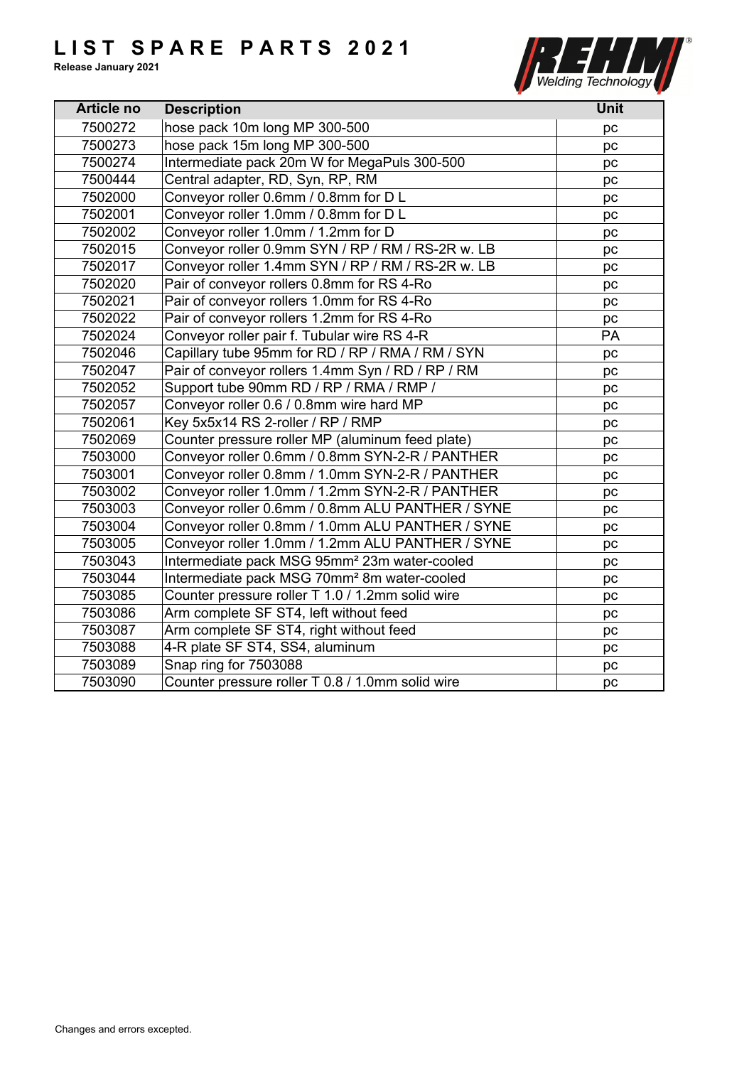# LIST SPARE PARTS 2021

**Release January 2021**

REHM Welding Technology

| Article no | Description | Unit |
|---|---|---|
| 7500272 | hose pack 10m long MP 300-500 | pc |
| 7500273 | hose pack 15m long MP 300-500 | pc |
| 7500274 | Intermediate pack 20m W for MegaPuls 300-500 | pc |
| 7500444 | Central adapter, RD, Syn, RP, RM | pc |
| 7502000 | Conveyor roller 0.6mm / 0.8mm for D L | pc |
| 7502001 | Conveyor roller 1.0mm / 0.8mm for D L | pc |
| 7502002 | Conveyor roller 1.0mm / 1.2mm for D | pc |
| 7502015 | Conveyor roller 0.9mm SYN / RP / RM / RS-2R w. LB | pc |
| 7502017 | Conveyor roller 1.4mm SYN / RP / RM / RS-2R w. LB | pc |
| 7502020 | Pair of conveyor rollers 0.8mm for RS 4-Ro | pc |
| 7502021 | Pair of conveyor rollers 1.0mm for RS 4-Ro | pc |
| 7502022 | Pair of conveyor rollers 1.2mm for RS 4-Ro | pc |
| 7502024 | Conveyor roller pair f. Tubular wire RS 4-R | PA |
| 7502046 | Capillary tube 95mm for RD / RP / RMA / RM / SYN | pc |
| 7502047 | Pair of conveyor rollers 1.4mm Syn / RD / RP / RM | pc |
| 7502052 | Support tube 90mm RD / RP / RMA / RMP / | pc |
| 7502057 | Conveyor roller 0.6 / 0.8mm wire hard MP | pc |
| 7502061 | Key 5x5x14 RS 2-roller / RP / RMP | pc |
| 7502069 | Counter pressure roller MP (aluminum feed plate) | pc |
| 7503000 | Conveyor roller 0.6mm / 0.8mm SYN-2-R / PANTHER | pc |
| 7503001 | Conveyor roller 0.8mm / 1.0mm SYN-2-R / PANTHER | pc |
| 7503002 | Conveyor roller 1.0mm / 1.2mm SYN-2-R / PANTHER | pc |
| 7503003 | Conveyor roller 0.6mm / 0.8mm ALU PANTHER / SYNE | pc |
| 7503004 | Conveyor roller 0.8mm / 1.0mm ALU PANTHER / SYNE | pc |
| 7503005 | Conveyor roller 1.0mm / 1.2mm ALU PANTHER / SYNE | pc |
| 7503043 | Intermediate pack MSG 95mm² 23m water-cooled | pc |
| 7503044 | Intermediate pack MSG 70mm² 8m water-cooled | pc |
| 7503085 | Counter pressure roller T 1.0 / 1.2mm solid wire | pc |
| 7503086 | Arm complete SF ST4, left without feed | pc |
| 7503087 | Arm complete SF ST4, right without feed | pc |
| 7503088 | 4-R plate SF ST4, SS4, aluminum | pc |
| 7503089 | Snap ring for 7503088 | pc |
| 7503090 | Counter pressure roller T 0.8 / 1.0mm solid wire | pc |

Changes and errors excepted.